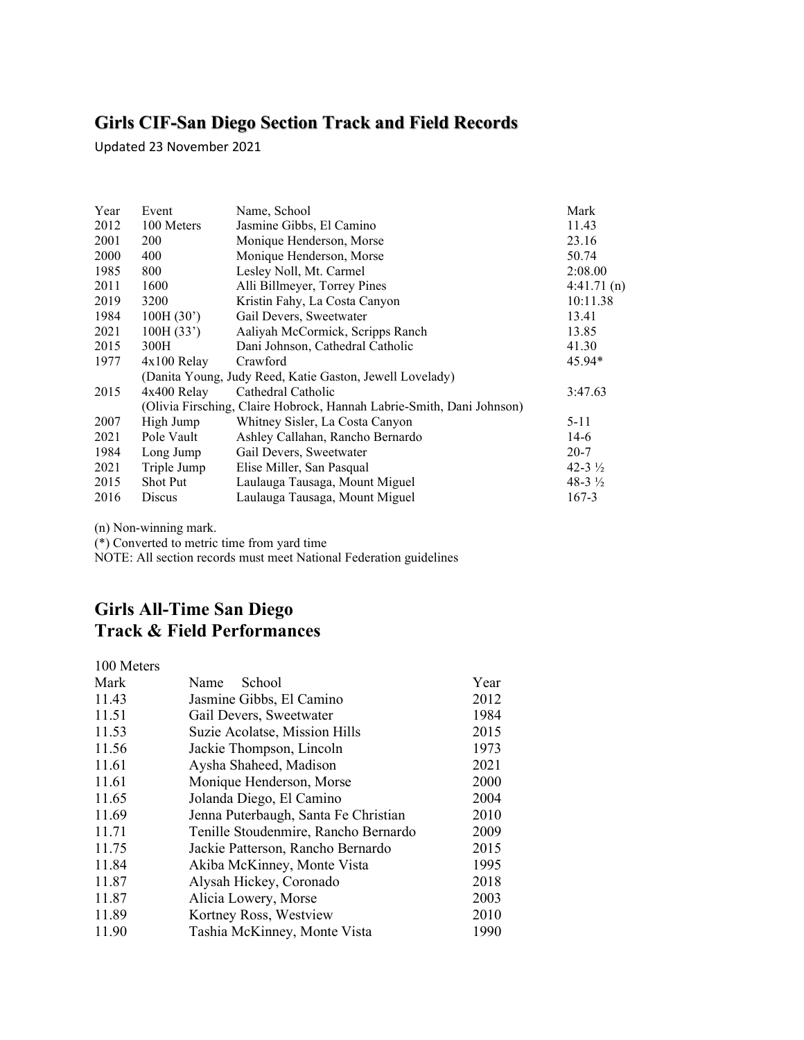# Girls CIF-San Diego Section Track and Field Records

Updated 23 November 2021

| Year | Event | Name, School | Mark |
|---|---|---|---|
| 2012 | 100 Meters | Jasmine Gibbs, El Camino | 11.43 |
| 2001 | 200 | Monique Henderson, Morse | 23.16 |
| 2000 | 400 | Monique Henderson, Morse | 50.74 |
| 1985 | 800 | Lesley Noll, Mt. Carmel | 2:08.00 |
| 2011 | 1600 | Alli Billmeyer, Torrey Pines | 4:41.71 (n) |
| 2019 | 3200 | Kristin Fahy, La Costa Canyon | 10:11.38 |
| 1984 | 100H (30’) | Gail Devers, Sweetwater | 13.41 |
| 2021 | 100H (33’) | Aaliyah McCormick, Scripps Ranch | 13.85 |
| 2015 | 300H | Dani Johnson, Cathedral Catholic | 41.30 |
| 1977 | 4x100 Relay | Crawford | 45.94* |
| | (Danita Young, Judy Reed, Katie Gaston, Jewell Lovelady) | | |
| 2015 | 4x400 Relay | Cathedral Catholic | 3:47.63 |
| | (Olivia Firsching, Claire Hobrock, Hannah Labrie-Smith, Dani Johnson) | | |
| 2007 | High Jump | Whitney Sisler, La Costa Canyon | 5-11 |
| 2021 | Pole Vault | Ashley Callahan, Rancho Bernardo | 14-6 |
| 1984 | Long Jump | Gail Devers, Sweetwater | 20-7 |
| 2021 | Triple Jump | Elise Miller, San Pasqual | 42-3 ½ |
| 2015 | Shot Put | Laulauga Tausaga, Mount Miguel | 48-3 ½ |
| 2016 | Discus | Laulauga Tausaga, Mount Miguel | 167-3 |

(n) Non-winning mark.

(*) Converted to metric time from yard time

NOTE: All section records must meet National Federation guidelines

## Girls All-Time San Diego Track & Field Performances

100 Meters

| Mark | Name School | Year |
|---|---|---|
| 11.43 | Jasmine Gibbs, El Camino | 2012 |
| 11.51 | Gail Devers, Sweetwater | 1984 |
| 11.53 | Suzie Acolatse, Mission Hills | 2015 |
| 11.56 | Jackie Thompson, Lincoln | 1973 |
| 11.61 | Aysha Shaheed, Madison | 2021 |
| 11.61 | Monique Henderson, Morse | 2000 |
| 11.65 | Jolanda Diego, El Camino | 2004 |
| 11.69 | Jenna Puterbaugh, Santa Fe Christian | 2010 |
| 11.71 | Tenille Stoudenmire, Rancho Bernardo | 2009 |
| 11.75 | Jackie Patterson, Rancho Bernardo | 2015 |
| 11.84 | Akiba McKinney, Monte Vista | 1995 |
| 11.87 | Alysah Hickey, Coronado | 2018 |
| 11.87 | Alicia Lowery, Morse | 2003 |
| 11.89 | Kortney Ross, Westview | 2010 |
| 11.90 | Tashia McKinney, Monte Vista | 1990 |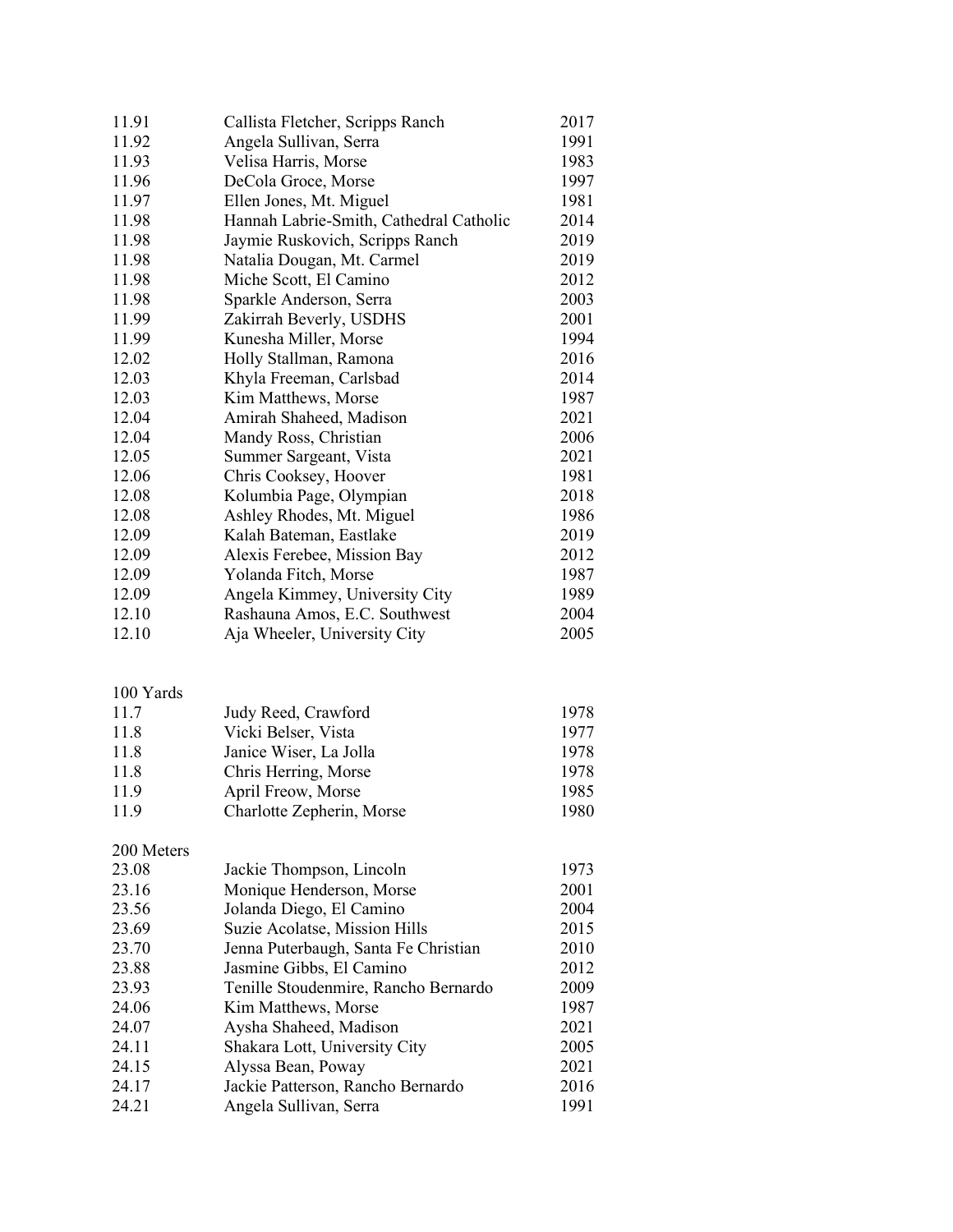| | | |
|---|---|---|
| 11.91 | Callista Fletcher, Scripps Ranch | 2017 |
| 11.92 | Angela Sullivan, Serra | 1991 |
| 11.93 | Velisa Harris, Morse | 1983 |
| 11.96 | DeCola Groce, Morse | 1997 |
| 11.97 | Ellen Jones, Mt. Miguel | 1981 |
| 11.98 | Hannah Labrie-Smith, Cathedral Catholic | 2014 |
| 11.98 | Jaymie Ruskovich, Scripps Ranch | 2019 |
| 11.98 | Natalia Dougan, Mt. Carmel | 2019 |
| 11.98 | Miche Scott, El Camino | 2012 |
| 11.98 | Sparkle Anderson, Serra | 2003 |
| 11.99 | Zakirrah Beverly, USDHS | 2001 |
| 11.99 | Kunesha Miller, Morse | 1994 |
| 12.02 | Holly Stallman, Ramona | 2016 |
| 12.03 | Khyla Freeman, Carlsbad | 2014 |
| 12.03 | Kim Matthews, Morse | 1987 |
| 12.04 | Amirah Shaheed, Madison | 2021 |
| 12.04 | Mandy Ross, Christian | 2006 |
| 12.05 | Summer Sargeant, Vista | 2021 |
| 12.06 | Chris Cooksey, Hoover | 1981 |
| 12.08 | Kolumbia Page, Olympian | 2018 |
| 12.08 | Ashley Rhodes, Mt. Miguel | 1986 |
| 12.09 | Kalah Bateman, Eastlake | 2019 |
| 12.09 | Alexis Ferebee, Mission Bay | 2012 |
| 12.09 | Yolanda Fitch, Morse | 1987 |
| 12.09 | Angela Kimmey, University City | 1989 |
| 12.10 | Rashauna Amos, E.C. Southwest | 2004 |
| 12.10 | Aja Wheeler, University City | 2005 |

100 Yards

| | | |
|---|---|---|
| 11.7 | Judy Reed, Crawford | 1978 |
| 11.8 | Vicki Belser, Vista | 1977 |
| 11.8 | Janice Wiser, La Jolla | 1978 |
| 11.8 | Chris Herring, Morse | 1978 |
| 11.9 | April Freow, Morse | 1985 |
| 11.9 | Charlotte Zepherin, Morse | 1980 |

200 Meters

| | | |
|---|---|---|
| 23.08 | Jackie Thompson, Lincoln | 1973 |
| 23.16 | Monique Henderson, Morse | 2001 |
| 23.56 | Jolanda Diego, El Camino | 2004 |
| 23.69 | Suzie Acolatse, Mission Hills | 2015 |
| 23.70 | Jenna Puterbaugh, Santa Fe Christian | 2010 |
| 23.88 | Jasmine Gibbs, El Camino | 2012 |
| 23.93 | Tenille Stoudenmire, Rancho Bernardo | 2009 |
| 24.06 | Kim Matthews, Morse | 1987 |
| 24.07 | Aysha Shaheed, Madison | 2021 |
| 24.11 | Shakara Lott, University City | 2005 |
| 24.15 | Alyssa Bean, Poway | 2021 |
| 24.17 | Jackie Patterson, Rancho Bernardo | 2016 |
| 24.21 | Angela Sullivan, Serra | 1991 |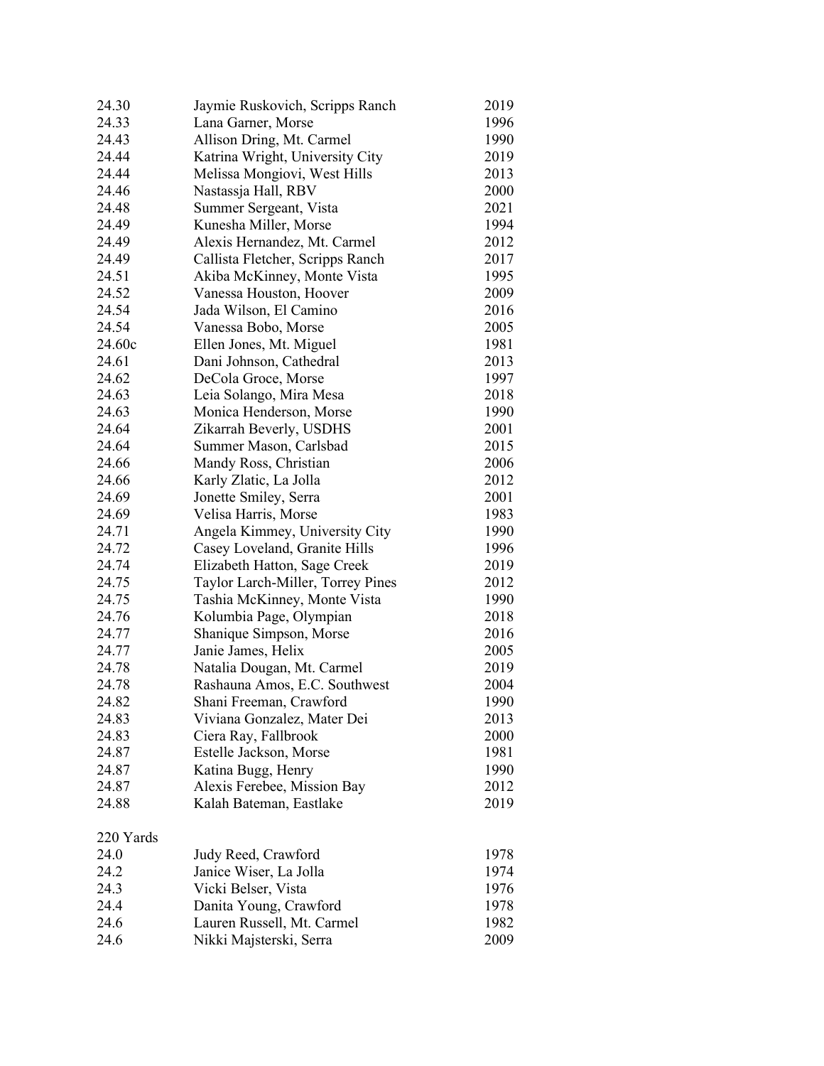| | | |
|---|---|---|
| 24.30 | Jaymie Ruskovich, Scripps Ranch | 2019 |
| 24.33 | Lana Garner, Morse | 1996 |
| 24.43 | Allison Dring, Mt. Carmel | 1990 |
| 24.44 | Katrina Wright, University City | 2019 |
| 24.44 | Melissa Mongiovi, West Hills | 2013 |
| 24.46 | Nastassja Hall, RBV | 2000 |
| 24.48 | Summer Sergeant, Vista | 2021 |
| 24.49 | Kunesha Miller, Morse | 1994 |
| 24.49 | Alexis Hernandez, Mt. Carmel | 2012 |
| 24.49 | Callista Fletcher, Scripps Ranch | 2017 |
| 24.51 | Akiba McKinney, Monte Vista | 1995 |
| 24.52 | Vanessa Houston, Hoover | 2009 |
| 24.54 | Jada Wilson, El Camino | 2016 |
| 24.54 | Vanessa Bobo, Morse | 2005 |
| 24.60c | Ellen Jones, Mt. Miguel | 1981 |
| 24.61 | Dani Johnson, Cathedral | 2013 |
| 24.62 | DeCola Groce, Morse | 1997 |
| 24.63 | Leia Solango, Mira Mesa | 2018 |
| 24.63 | Monica Henderson, Morse | 1990 |
| 24.64 | Zikarrah Beverly, USDHS | 2001 |
| 24.64 | Summer Mason, Carlsbad | 2015 |
| 24.66 | Mandy Ross, Christian | 2006 |
| 24.66 | Karly Zlatic, La Jolla | 2012 |
| 24.69 | Jonette Smiley, Serra | 2001 |
| 24.69 | Velisa Harris, Morse | 1983 |
| 24.71 | Angela Kimmey, University City | 1990 |
| 24.72 | Casey Loveland, Granite Hills | 1996 |
| 24.74 | Elizabeth Hatton, Sage Creek | 2019 |
| 24.75 | Taylor Larch-Miller, Torrey Pines | 2012 |
| 24.75 | Tashia McKinney, Monte Vista | 1990 |
| 24.76 | Kolumbia Page, Olympian | 2018 |
| 24.77 | Shanique Simpson, Morse | 2016 |
| 24.77 | Janie James, Helix | 2005 |
| 24.78 | Natalia Dougan, Mt. Carmel | 2019 |
| 24.78 | Rashauna Amos, E.C. Southwest | 2004 |
| 24.82 | Shani Freeman, Crawford | 1990 |
| 24.83 | Viviana Gonzalez, Mater Dei | 2013 |
| 24.83 | Ciera Ray, Fallbrook | 2000 |
| 24.87 | Estelle Jackson, Morse | 1981 |
| 24.87 | Katina Bugg, Henry | 1990 |
| 24.87 | Alexis Ferebee, Mission Bay | 2012 |
| 24.88 | Kalah Bateman, Eastlake | 2019 |

220 Yards

| | | |
|---|---|---|
| 24.0 | Judy Reed, Crawford | 1978 |
| 24.2 | Janice Wiser, La Jolla | 1974 |
| 24.3 | Vicki Belser, Vista | 1976 |
| 24.4 | Danita Young, Crawford | 1978 |
| 24.6 | Lauren Russell, Mt. Carmel | 1982 |
| 24.6 | Nikki Majsterski, Serra | 2009 |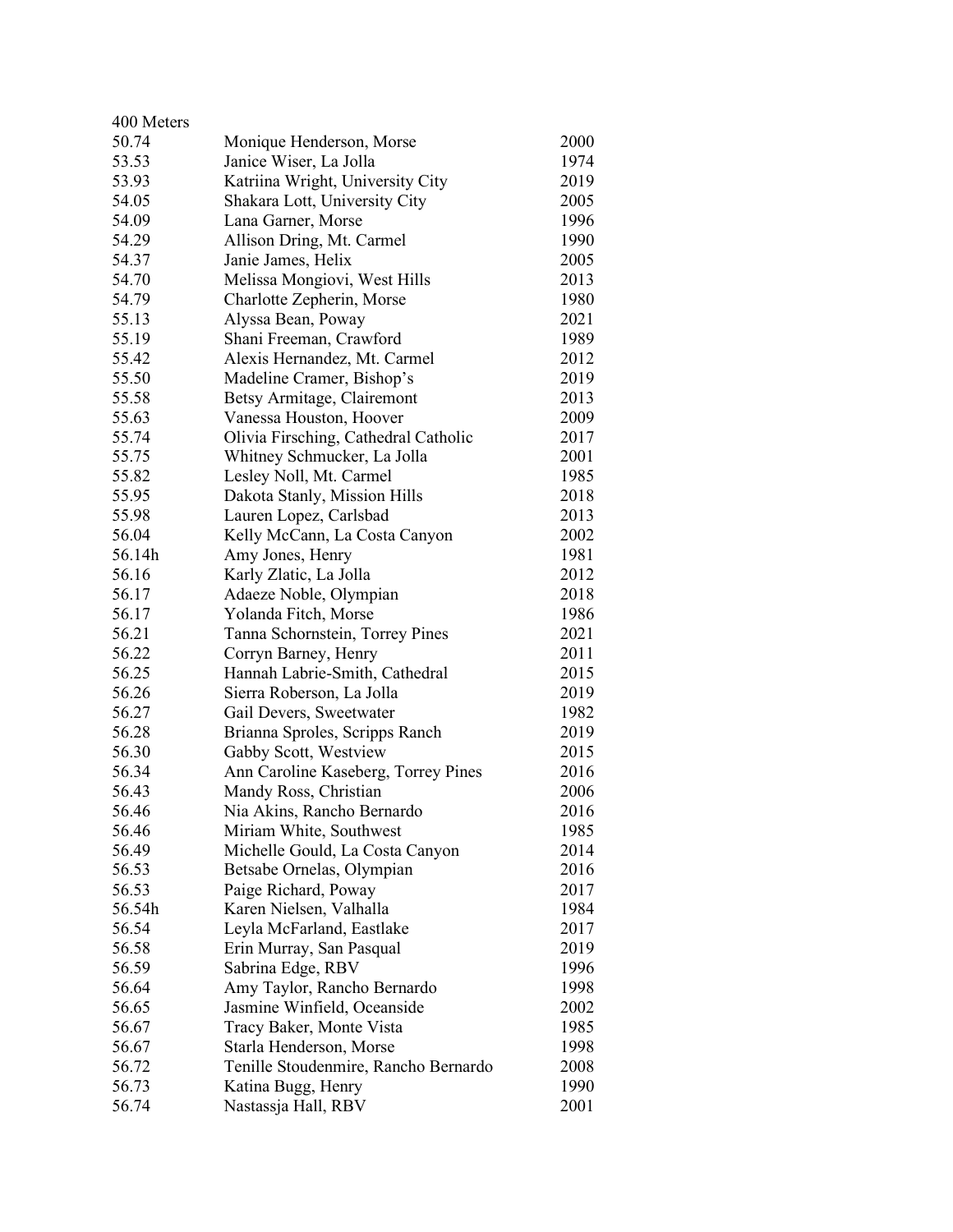400 Meters

| | | |
|---|---|---|
| 50.74 | Monique Henderson, Morse | 2000 |
| 53.53 | Janice Wiser, La Jolla | 1974 |
| 53.93 | Katriina Wright, University City | 2019 |
| 54.05 | Shakara Lott, University City | 2005 |
| 54.09 | Lana Garner, Morse | 1996 |
| 54.29 | Allison Dring, Mt. Carmel | 1990 |
| 54.37 | Janie James, Helix | 2005 |
| 54.70 | Melissa Mongiovi, West Hills | 2013 |
| 54.79 | Charlotte Zepherin, Morse | 1980 |
| 55.13 | Alyssa Bean, Poway | 2021 |
| 55.19 | Shani Freeman, Crawford | 1989 |
| 55.42 | Alexis Hernandez, Mt. Carmel | 2012 |
| 55.50 | Madeline Cramer, Bishop's | 2019 |
| 55.58 | Betsy Armitage, Clairemont | 2013 |
| 55.63 | Vanessa Houston, Hoover | 2009 |
| 55.74 | Olivia Firsching, Cathedral Catholic | 2017 |
| 55.75 | Whitney Schmucker, La Jolla | 2001 |
| 55.82 | Lesley Noll, Mt. Carmel | 1985 |
| 55.95 | Dakota Stanly, Mission Hills | 2018 |
| 55.98 | Lauren Lopez, Carlsbad | 2013 |
| 56.04 | Kelly McCann, La Costa Canyon | 2002 |
| 56.14h | Amy Jones, Henry | 1981 |
| 56.16 | Karly Zlatic, La Jolla | 2012 |
| 56.17 | Adaeze Noble, Olympian | 2018 |
| 56.17 | Yolanda Fitch, Morse | 1986 |
| 56.21 | Tanna Schornstein, Torrey Pines | 2021 |
| 56.22 | Corryn Barney, Henry | 2011 |
| 56.25 | Hannah Labrie-Smith, Cathedral | 2015 |
| 56.26 | Sierra Roberson, La Jolla | 2019 |
| 56.27 | Gail Devers, Sweetwater | 1982 |
| 56.28 | Brianna Sproles, Scripps Ranch | 2019 |
| 56.30 | Gabby Scott, Westview | 2015 |
| 56.34 | Ann Caroline Kaseberg, Torrey Pines | 2016 |
| 56.43 | Mandy Ross, Christian | 2006 |
| 56.46 | Nia Akins, Rancho Bernardo | 2016 |
| 56.46 | Miriam White, Southwest | 1985 |
| 56.49 | Michelle Gould, La Costa Canyon | 2014 |
| 56.53 | Betsabe Ornelas, Olympian | 2016 |
| 56.53 | Paige Richard, Poway | 2017 |
| 56.54h | Karen Nielsen, Valhalla | 1984 |
| 56.54 | Leyla McFarland, Eastlake | 2017 |
| 56.58 | Erin Murray, San Pasqual | 2019 |
| 56.59 | Sabrina Edge, RBV | 1996 |
| 56.64 | Amy Taylor, Rancho Bernardo | 1998 |
| 56.65 | Jasmine Winfield, Oceanside | 2002 |
| 56.67 | Tracy Baker, Monte Vista | 1985 |
| 56.67 | Starla Henderson, Morse | 1998 |
| 56.72 | Tenille Stoudenmire, Rancho Bernardo | 2008 |
| 56.73 | Katina Bugg, Henry | 1990 |
| 56.74 | Nastassja Hall, RBV | 2001 |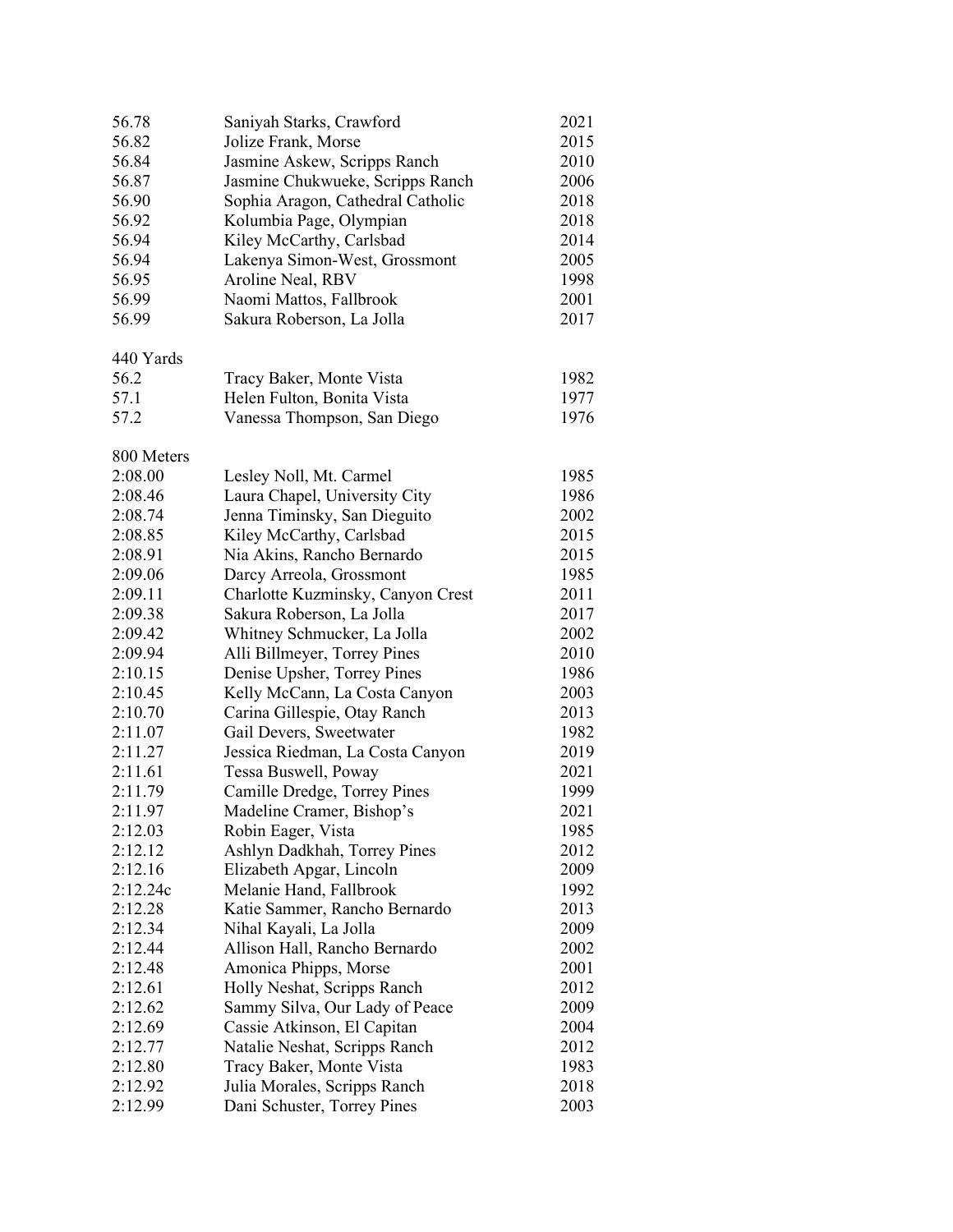| | | |
|---|---|---|
| 56.78 | Saniyah Starks, Crawford | 2021 |
| 56.82 | Jolize Frank, Morse | 2015 |
| 56.84 | Jasmine Askew, Scripps Ranch | 2010 |
| 56.87 | Jasmine Chukwueke, Scripps Ranch | 2006 |
| 56.90 | Sophia Aragon, Cathedral Catholic | 2018 |
| 56.92 | Kolumbia Page, Olympian | 2018 |
| 56.94 | Kiley McCarthy, Carlsbad | 2014 |
| 56.94 | Lakenya Simon-West, Grossmont | 2005 |
| 56.95 | Aroline Neal, RBV | 1998 |
| 56.99 | Naomi Mattos, Fallbrook | 2001 |
| 56.99 | Sakura Roberson, La Jolla | 2017 |

440 Yards

| | | |
|---|---|---|
| 56.2 | Tracy Baker, Monte Vista | 1982 |
| 57.1 | Helen Fulton, Bonita Vista | 1977 |
| 57.2 | Vanessa Thompson, San Diego | 1976 |

800 Meters

| | | |
|---|---|---|
| 2:08.00 | Lesley Noll, Mt. Carmel | 1985 |
| 2:08.46 | Laura Chapel, University City | 1986 |
| 2:08.74 | Jenna Timinsky, San Dieguito | 2002 |
| 2:08.85 | Kiley McCarthy, Carlsbad | 2015 |
| 2:08.91 | Nia Akins, Rancho Bernardo | 2015 |
| 2:09.06 | Darcy Arreola, Grossmont | 1985 |
| 2:09.11 | Charlotte Kuzminsky, Canyon Crest | 2011 |
| 2:09.38 | Sakura Roberson, La Jolla | 2017 |
| 2:09.42 | Whitney Schmucker, La Jolla | 2002 |
| 2:09.94 | Alli Billmeyer, Torrey Pines | 2010 |
| 2:10.15 | Denise Upsher, Torrey Pines | 1986 |
| 2:10.45 | Kelly McCann, La Costa Canyon | 2003 |
| 2:10.70 | Carina Gillespie, Otay Ranch | 2013 |
| 2:11.07 | Gail Devers, Sweetwater | 1982 |
| 2:11.27 | Jessica Riedman, La Costa Canyon | 2019 |
| 2:11.61 | Tessa Buswell, Poway | 2021 |
| 2:11.79 | Camille Dredge, Torrey Pines | 1999 |
| 2:11.97 | Madeline Cramer, Bishop's | 2021 |
| 2:12.03 | Robin Eager, Vista | 1985 |
| 2:12.12 | Ashlyn Dadkhah, Torrey Pines | 2012 |
| 2:12.16 | Elizabeth Apgar, Lincoln | 2009 |
| 2:12.24c | Melanie Hand, Fallbrook | 1992 |
| 2:12.28 | Katie Sammer, Rancho Bernardo | 2013 |
| 2:12.34 | Nihal Kayali, La Jolla | 2009 |
| 2:12.44 | Allison Hall, Rancho Bernardo | 2002 |
| 2:12.48 | Amonica Phipps, Morse | 2001 |
| 2:12.61 | Holly Neshat, Scripps Ranch | 2012 |
| 2:12.62 | Sammy Silva, Our Lady of Peace | 2009 |
| 2:12.69 | Cassie Atkinson, El Capitan | 2004 |
| 2:12.77 | Natalie Neshat, Scripps Ranch | 2012 |
| 2:12.80 | Tracy Baker, Monte Vista | 1983 |
| 2:12.92 | Julia Morales, Scripps Ranch | 2018 |
| 2:12.99 | Dani Schuster, Torrey Pines | 2003 |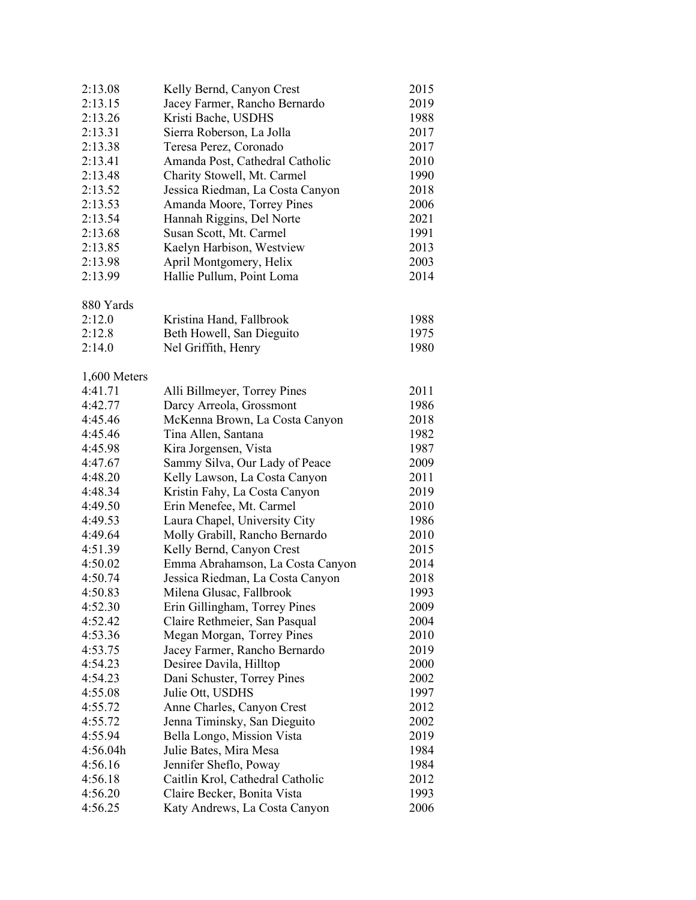| | | |
|---|---|---|
| 2:13.08 | Kelly Bernd, Canyon Crest | 2015 |
| 2:13.15 | Jacey Farmer, Rancho Bernardo | 2019 |
| 2:13.26 | Kristi Bache, USDHS | 1988 |
| 2:13.31 | Sierra Roberson, La Jolla | 2017 |
| 2:13.38 | Teresa Perez, Coronado | 2017 |
| 2:13.41 | Amanda Post, Cathedral Catholic | 2010 |
| 2:13.48 | Charity Stowell, Mt. Carmel | 1990 |
| 2:13.52 | Jessica Riedman, La Costa Canyon | 2018 |
| 2:13.53 | Amanda Moore, Torrey Pines | 2006 |
| 2:13.54 | Hannah Riggins, Del Norte | 2021 |
| 2:13.68 | Susan Scott, Mt. Carmel | 1991 |
| 2:13.85 | Kaelyn Harbison, Westview | 2013 |
| 2:13.98 | April Montgomery, Helix | 2003 |
| 2:13.99 | Hallie Pullum, Point Loma | 2014 |

880 Yards

| | | |
|---|---|---|
| 2:12.0 | Kristina Hand, Fallbrook | 1988 |
| 2:12.8 | Beth Howell, San Dieguito | 1975 |
| 2:14.0 | Nel Griffith, Henry | 1980 |

1,600 Meters

| | | |
|---|---|---|
| 4:41.71 | Alli Billmeyer, Torrey Pines | 2011 |
| 4:42.77 | Darcy Arreola, Grossmont | 1986 |
| 4:45.46 | McKenna Brown, La Costa Canyon | 2018 |
| 4:45.46 | Tina Allen, Santana | 1982 |
| 4:45.98 | Kira Jorgensen, Vista | 1987 |
| 4:47.67 | Sammy Silva, Our Lady of Peace | 2009 |
| 4:48.20 | Kelly Lawson, La Costa Canyon | 2011 |
| 4:48.34 | Kristin Fahy, La Costa Canyon | 2019 |
| 4:49.50 | Erin Menefee, Mt. Carmel | 2010 |
| 4:49.53 | Laura Chapel, University City | 1986 |
| 4:49.64 | Molly Grabill, Rancho Bernardo | 2010 |
| 4:51.39 | Kelly Bernd, Canyon Crest | 2015 |
| 4:50.02 | Emma Abrahamson, La Costa Canyon | 2014 |
| 4:50.74 | Jessica Riedman, La Costa Canyon | 2018 |
| 4:50.83 | Milena Glusac, Fallbrook | 1993 |
| 4:52.30 | Erin Gillingham, Torrey Pines | 2009 |
| 4:52.42 | Claire Rethmeier, San Pasqual | 2004 |
| 4:53.36 | Megan Morgan, Torrey Pines | 2010 |
| 4:53.75 | Jacey Farmer, Rancho Bernardo | 2019 |
| 4:54.23 | Desiree Davila, Hilltop | 2000 |
| 4:54.23 | Dani Schuster, Torrey Pines | 2002 |
| 4:55.08 | Julie Ott, USDHS | 1997 |
| 4:55.72 | Anne Charles, Canyon Crest | 2012 |
| 4:55.72 | Jenna Timinsky, San Dieguito | 2002 |
| 4:55.94 | Bella Longo, Mission Vista | 2019 |
| 4:56.04h | Julie Bates, Mira Mesa | 1984 |
| 4:56.16 | Jennifer Sheflo, Poway | 1984 |
| 4:56.18 | Caitlin Krol, Cathedral Catholic | 2012 |
| 4:56.20 | Claire Becker, Bonita Vista | 1993 |
| 4:56.25 | Katy Andrews, La Costa Canyon | 2006 |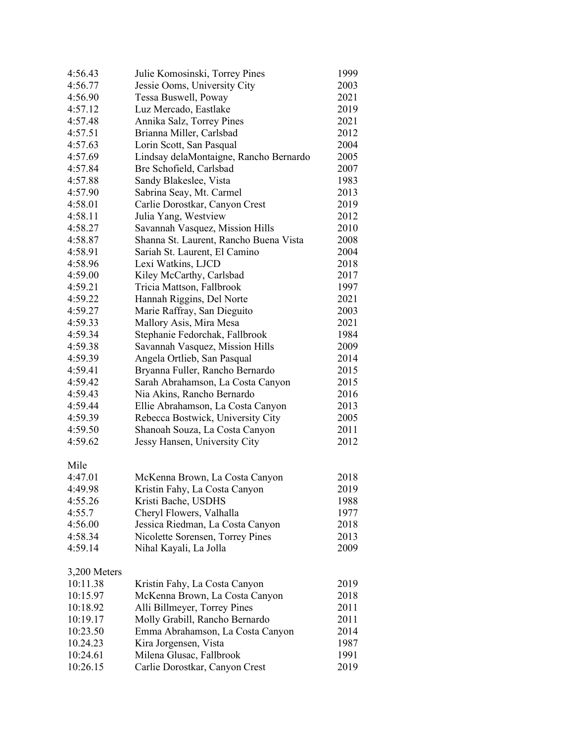| | | |
|---|---|---|
| 4:56.43 | Julie Komosinski, Torrey Pines | 1999 |
| 4:56.77 | Jessie Ooms, University City | 2003 |
| 4:56.90 | Tessa Buswell, Poway | 2021 |
| 4:57.12 | Luz Mercado, Eastlake | 2019 |
| 4:57.48 | Annika Salz, Torrey Pines | 2021 |
| 4:57.51 | Brianna Miller, Carlsbad | 2012 |
| 4:57.63 | Lorin Scott, San Pasqual | 2004 |
| 4:57.69 | Lindsay delaMontaigne, Rancho Bernardo | 2005 |
| 4:57.84 | Bre Schofield, Carlsbad | 2007 |
| 4:57.88 | Sandy Blakeslee, Vista | 1983 |
| 4:57.90 | Sabrina Seay, Mt. Carmel | 2013 |
| 4:58.01 | Carlie Dorostkar, Canyon Crest | 2019 |
| 4:58.11 | Julia Yang, Westview | 2012 |
| 4:58.27 | Savannah Vasquez, Mission Hills | 2010 |
| 4:58.87 | Shanna St. Laurent, Rancho Buena Vista | 2008 |
| 4:58.91 | Sariah St. Laurent, El Camino | 2004 |
| 4:58.96 | Lexi Watkins, LJCD | 2018 |
| 4:59.00 | Kiley McCarthy, Carlsbad | 2017 |
| 4:59.21 | Tricia Mattson, Fallbrook | 1997 |
| 4:59.22 | Hannah Riggins, Del Norte | 2021 |
| 4:59.27 | Marie Raffray, San Dieguito | 2003 |
| 4:59.33 | Mallory Asis, Mira Mesa | 2021 |
| 4:59.34 | Stephanie Fedorchak, Fallbrook | 1984 |
| 4:59.38 | Savannah Vasquez, Mission Hills | 2009 |
| 4:59.39 | Angela Ortlieb, San Pasqual | 2014 |
| 4:59.41 | Bryanna Fuller, Rancho Bernardo | 2015 |
| 4:59.42 | Sarah Abrahamson, La Costa Canyon | 2015 |
| 4:59.43 | Nia Akins, Rancho Bernardo | 2016 |
| 4:59.44 | Ellie Abrahamson, La Costa Canyon | 2013 |
| 4:59.39 | Rebecca Bostwick, University City | 2005 |
| 4:59.50 | Shanoah Souza, La Costa Canyon | 2011 |
| 4:59.62 | Jessy Hansen, University City | 2012 |

Mile

| | | |
|---|---|---|
| 4:47.01 | McKenna Brown, La Costa Canyon | 2018 |
| 4:49.98 | Kristin Fahy, La Costa Canyon | 2019 |
| 4:55.26 | Kristi Bache, USDHS | 1988 |
| 4:55.7 | Cheryl Flowers, Valhalla | 1977 |
| 4:56.00 | Jessica Riedman, La Costa Canyon | 2018 |
| 4:58.34 | Nicolette Sorensen, Torrey Pines | 2013 |
| 4:59.14 | Nihal Kayali, La Jolla | 2009 |

3,200 Meters

| | | |
|---|---|---|
| 10:11.38 | Kristin Fahy, La Costa Canyon | 2019 |
| 10:15.97 | McKenna Brown, La Costa Canyon | 2018 |
| 10:18.92 | Alli Billmeyer, Torrey Pines | 2011 |
| 10:19.17 | Molly Grabill, Rancho Bernardo | 2011 |
| 10:23.50 | Emma Abrahamson, La Costa Canyon | 2014 |
| 10.24.23 | Kira Jorgensen, Vista | 1987 |
| 10:24.61 | Milena Glusac, Fallbrook | 1991 |
| 10:26.15 | Carlie Dorostkar, Canyon Crest | 2019 |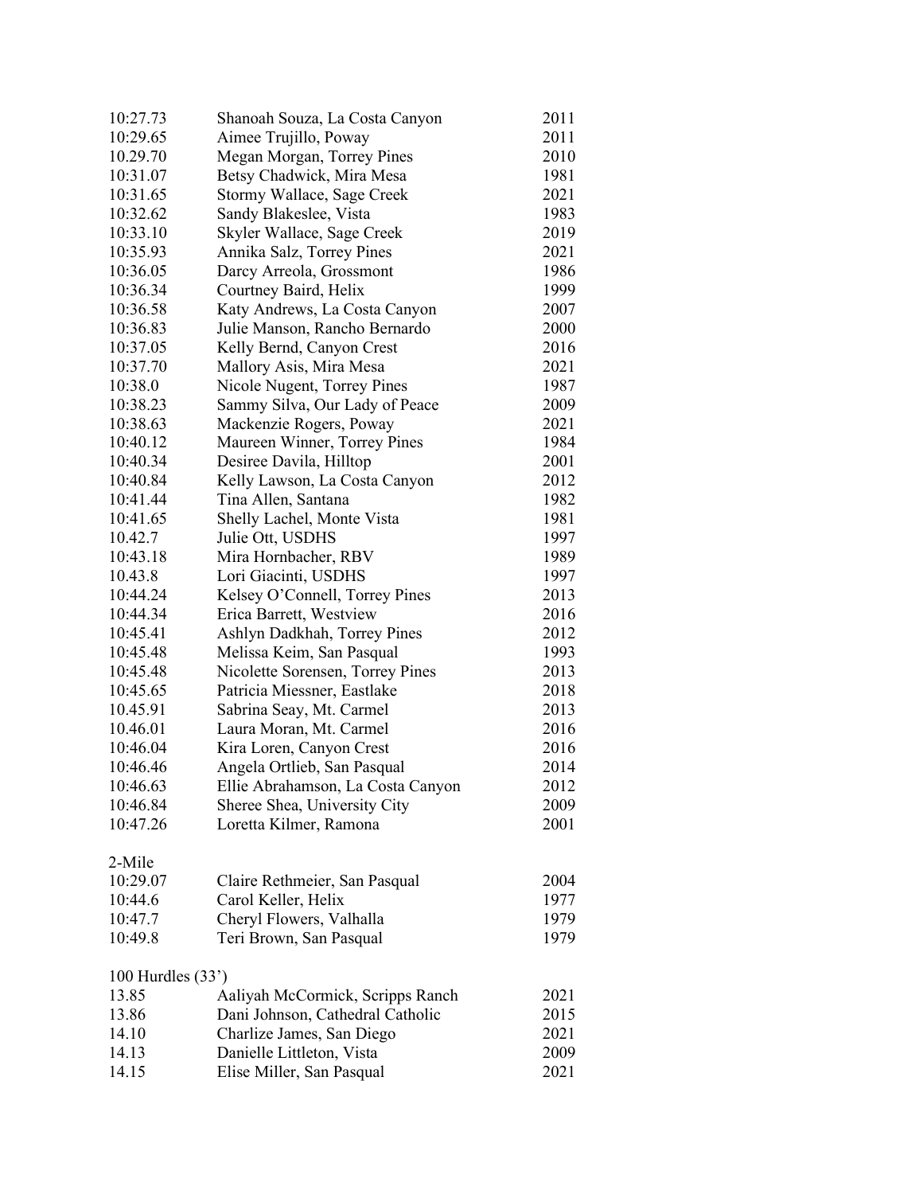| | | |
|---|---|---|
| 10:27.73 | Shanoah Souza, La Costa Canyon | 2011 |
| 10:29.65 | Aimee Trujillo, Poway | 2011 |
| 10.29.70 | Megan Morgan, Torrey Pines | 2010 |
| 10:31.07 | Betsy Chadwick, Mira Mesa | 1981 |
| 10:31.65 | Stormy Wallace, Sage Creek | 2021 |
| 10:32.62 | Sandy Blakeslee, Vista | 1983 |
| 10:33.10 | Skyler Wallace, Sage Creek | 2019 |
| 10:35.93 | Annika Salz, Torrey Pines | 2021 |
| 10:36.05 | Darcy Arreola, Grossmont | 1986 |
| 10:36.34 | Courtney Baird, Helix | 1999 |
| 10:36.58 | Katy Andrews, La Costa Canyon | 2007 |
| 10:36.83 | Julie Manson, Rancho Bernardo | 2000 |
| 10:37.05 | Kelly Bernd, Canyon Crest | 2016 |
| 10:37.70 | Mallory Asis, Mira Mesa | 2021 |
| 10:38.0 | Nicole Nugent, Torrey Pines | 1987 |
| 10:38.23 | Sammy Silva, Our Lady of Peace | 2009 |
| 10:38.63 | Mackenzie Rogers, Poway | 2021 |
| 10:40.12 | Maureen Winner, Torrey Pines | 1984 |
| 10:40.34 | Desiree Davila, Hilltop | 2001 |
| 10:40.84 | Kelly Lawson, La Costa Canyon | 2012 |
| 10:41.44 | Tina Allen, Santana | 1982 |
| 10:41.65 | Shelly Lachel, Monte Vista | 1981 |
| 10.42.7 | Julie Ott, USDHS | 1997 |
| 10:43.18 | Mira Hornbacher, RBV | 1989 |
| 10.43.8 | Lori Giacinti, USDHS | 1997 |
| 10:44.24 | Kelsey O'Connell, Torrey Pines | 2013 |
| 10:44.34 | Erica Barrett, Westview | 2016 |
| 10:45.41 | Ashlyn Dadkhah, Torrey Pines | 2012 |
| 10:45.48 | Melissa Keim, San Pasqual | 1993 |
| 10:45.48 | Nicolette Sorensen, Torrey Pines | 2013 |
| 10:45.65 | Patricia Miessner, Eastlake | 2018 |
| 10.45.91 | Sabrina Seay, Mt. Carmel | 2013 |
| 10.46.01 | Laura Moran, Mt. Carmel | 2016 |
| 10:46.04 | Kira Loren, Canyon Crest | 2016 |
| 10:46.46 | Angela Ortlieb, San Pasqual | 2014 |
| 10:46.63 | Ellie Abrahamson, La Costa Canyon | 2012 |
| 10:46.84 | Sheree Shea, University City | 2009 |
| 10:47.26 | Loretta Kilmer, Ramona | 2001 |

2-Mile

| | | |
|---|---|---|
| 10:29.07 | Claire Rethmeier, San Pasqual | 2004 |
| 10:44.6 | Carol Keller, Helix | 1977 |
| 10:47.7 | Cheryl Flowers, Valhalla | 1979 |
| 10:49.8 | Teri Brown, San Pasqual | 1979 |

100 Hurdles (33')

| | | |
|---|---|---|
| 13.85 | Aaliyah McCormick, Scripps Ranch | 2021 |
| 13.86 | Dani Johnson, Cathedral Catholic | 2015 |
| 14.10 | Charlize James, San Diego | 2021 |
| 14.13 | Danielle Littleton, Vista | 2009 |
| 14.15 | Elise Miller, San Pasqual | 2021 |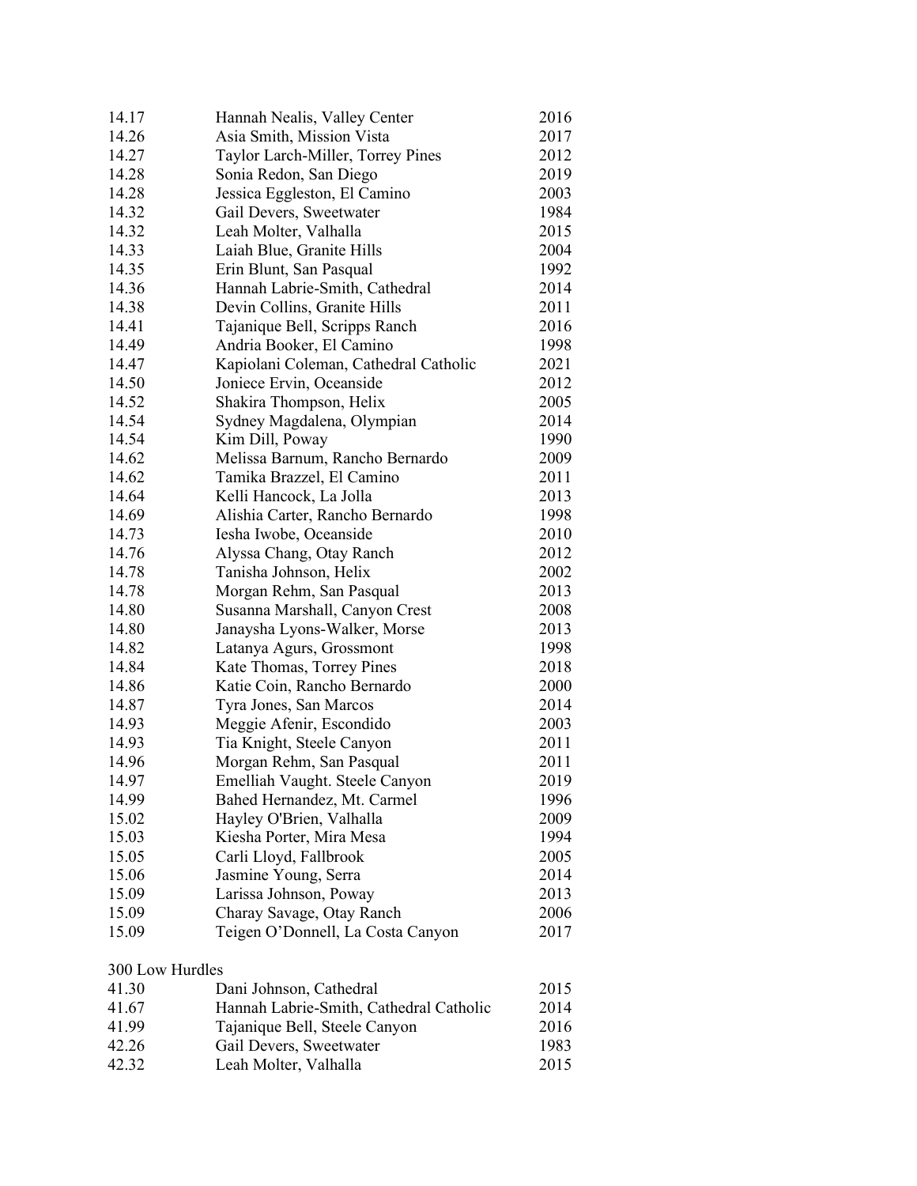| | | |
|---|---|---|
| 14.17 | Hannah Nealis, Valley Center | 2016 |
| 14.26 | Asia Smith, Mission Vista | 2017 |
| 14.27 | Taylor Larch-Miller, Torrey Pines | 2012 |
| 14.28 | Sonia Redon, San Diego | 2019 |
| 14.28 | Jessica Eggleston, El Camino | 2003 |
| 14.32 | Gail Devers, Sweetwater | 1984 |
| 14.32 | Leah Molter, Valhalla | 2015 |
| 14.33 | Laiah Blue, Granite Hills | 2004 |
| 14.35 | Erin Blunt, San Pasqual | 1992 |
| 14.36 | Hannah Labrie-Smith, Cathedral | 2014 |
| 14.38 | Devin Collins, Granite Hills | 2011 |
| 14.41 | Tajanique Bell, Scripps Ranch | 2016 |
| 14.49 | Andria Booker, El Camino | 1998 |
| 14.47 | Kapiolani Coleman, Cathedral Catholic | 2021 |
| 14.50 | Joniece Ervin, Oceanside | 2012 |
| 14.52 | Shakira Thompson, Helix | 2005 |
| 14.54 | Sydney Magdalena, Olympian | 2014 |
| 14.54 | Kim Dill, Poway | 1990 |
| 14.62 | Melissa Barnum, Rancho Bernardo | 2009 |
| 14.62 | Tamika Brazzel, El Camino | 2011 |
| 14.64 | Kelli Hancock, La Jolla | 2013 |
| 14.69 | Alishia Carter, Rancho Bernardo | 1998 |
| 14.73 | Iesha Iwobe, Oceanside | 2010 |
| 14.76 | Alyssa Chang, Otay Ranch | 2012 |
| 14.78 | Tanisha Johnson, Helix | 2002 |
| 14.78 | Morgan Rehm, San Pasqual | 2013 |
| 14.80 | Susanna Marshall, Canyon Crest | 2008 |
| 14.80 | Janaysha Lyons-Walker, Morse | 2013 |
| 14.82 | Latanya Agurs, Grossmont | 1998 |
| 14.84 | Kate Thomas, Torrey Pines | 2018 |
| 14.86 | Katie Coin, Rancho Bernardo | 2000 |
| 14.87 | Tyra Jones, San Marcos | 2014 |
| 14.93 | Meggie Afenir, Escondido | 2003 |
| 14.93 | Tia Knight, Steele Canyon | 2011 |
| 14.96 | Morgan Rehm, San Pasqual | 2011 |
| 14.97 | Emelliah Vaught. Steele Canyon | 2019 |
| 14.99 | Bahed Hernandez, Mt. Carmel | 1996 |
| 15.02 | Hayley O'Brien, Valhalla | 2009 |
| 15.03 | Kiesha Porter, Mira Mesa | 1994 |
| 15.05 | Carli Lloyd, Fallbrook | 2005 |
| 15.06 | Jasmine Young, Serra | 2014 |
| 15.09 | Larissa Johnson, Poway | 2013 |
| 15.09 | Charay Savage, Otay Ranch | 2006 |
| 15.09 | Teigen O'Donnell, La Costa Canyon | 2017 |

300 Low Hurdles

| | | |
|---|---|---|
| 41.30 | Dani Johnson, Cathedral | 2015 |
| 41.67 | Hannah Labrie-Smith, Cathedral Catholic | 2014 |
| 41.99 | Tajanique Bell, Steele Canyon | 2016 |
| 42.26 | Gail Devers, Sweetwater | 1983 |
| 42.32 | Leah Molter, Valhalla | 2015 |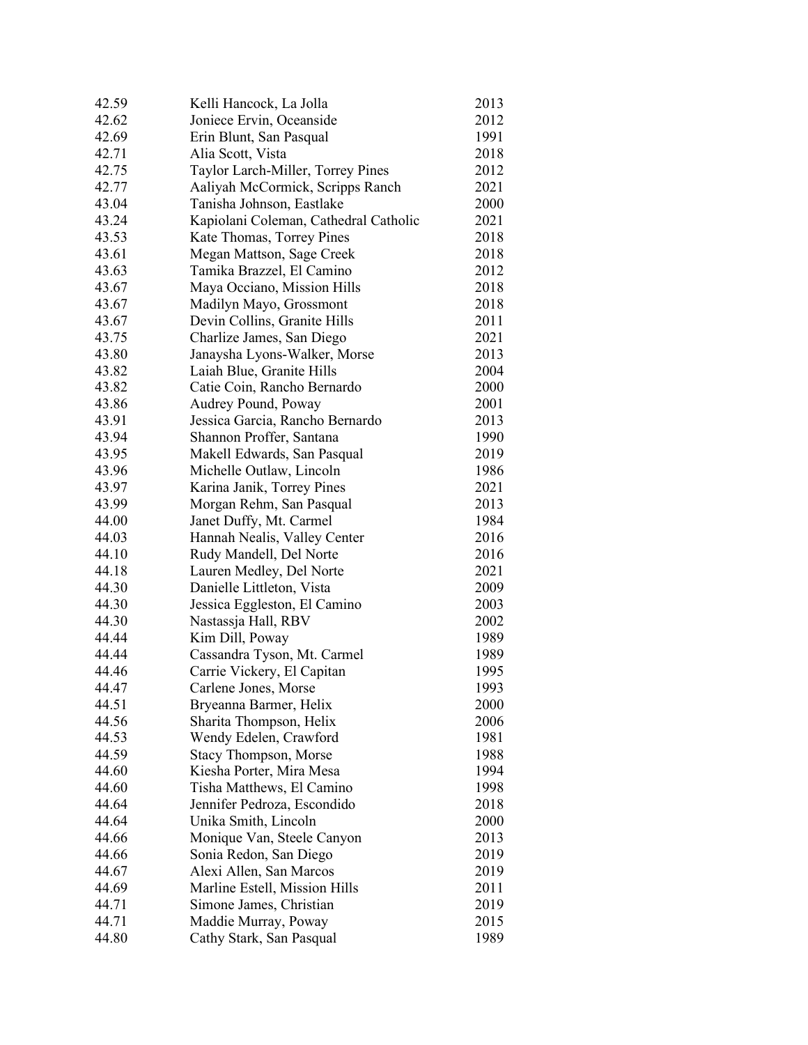| | | |
|---|---|---|
| 42.59 | Kelli Hancock, La Jolla | 2013 |
| 42.62 | Joniece Ervin, Oceanside | 2012 |
| 42.69 | Erin Blunt, San Pasqual | 1991 |
| 42.71 | Alia Scott, Vista | 2018 |
| 42.75 | Taylor Larch-Miller, Torrey Pines | 2012 |
| 42.77 | Aaliyah McCormick, Scripps Ranch | 2021 |
| 43.04 | Tanisha Johnson, Eastlake | 2000 |
| 43.24 | Kapiolani Coleman, Cathedral Catholic | 2021 |
| 43.53 | Kate Thomas, Torrey Pines | 2018 |
| 43.61 | Megan Mattson, Sage Creek | 2018 |
| 43.63 | Tamika Brazzel, El Camino | 2012 |
| 43.67 | Maya Occiano, Mission Hills | 2018 |
| 43.67 | Madilyn Mayo, Grossmont | 2018 |
| 43.67 | Devin Collins, Granite Hills | 2011 |
| 43.75 | Charlize James, San Diego | 2021 |
| 43.80 | Janaysha Lyons-Walker, Morse | 2013 |
| 43.82 | Laiah Blue, Granite Hills | 2004 |
| 43.82 | Catie Coin, Rancho Bernardo | 2000 |
| 43.86 | Audrey Pound, Poway | 2001 |
| 43.91 | Jessica Garcia, Rancho Bernardo | 2013 |
| 43.94 | Shannon Proffer, Santana | 1990 |
| 43.95 | Makell Edwards, San Pasqual | 2019 |
| 43.96 | Michelle Outlaw, Lincoln | 1986 |
| 43.97 | Karina Janik, Torrey Pines | 2021 |
| 43.99 | Morgan Rehm, San Pasqual | 2013 |
| 44.00 | Janet Duffy, Mt. Carmel | 1984 |
| 44.03 | Hannah Nealis, Valley Center | 2016 |
| 44.10 | Rudy Mandell, Del Norte | 2016 |
| 44.18 | Lauren Medley, Del Norte | 2021 |
| 44.30 | Danielle Littleton, Vista | 2009 |
| 44.30 | Jessica Eggleston, El Camino | 2003 |
| 44.30 | Nastassja Hall, RBV | 2002 |
| 44.44 | Kim Dill, Poway | 1989 |
| 44.44 | Cassandra Tyson, Mt. Carmel | 1989 |
| 44.46 | Carrie Vickery, El Capitan | 1995 |
| 44.47 | Carlene Jones, Morse | 1993 |
| 44.51 | Bryeanna Barmer, Helix | 2000 |
| 44.56 | Sharita Thompson, Helix | 2006 |
| 44.53 | Wendy Edelen, Crawford | 1981 |
| 44.59 | Stacy Thompson, Morse | 1988 |
| 44.60 | Kiesha Porter, Mira Mesa | 1994 |
| 44.60 | Tisha Matthews, El Camino | 1998 |
| 44.64 | Jennifer Pedroza, Escondido | 2018 |
| 44.64 | Unika Smith, Lincoln | 2000 |
| 44.66 | Monique Van, Steele Canyon | 2013 |
| 44.66 | Sonia Redon, San Diego | 2019 |
| 44.67 | Alexi Allen, San Marcos | 2019 |
| 44.69 | Marline Estell, Mission Hills | 2011 |
| 44.71 | Simone James, Christian | 2019 |
| 44.71 | Maddie Murray, Poway | 2015 |
| 44.80 | Cathy Stark, San Pasqual | 1989 |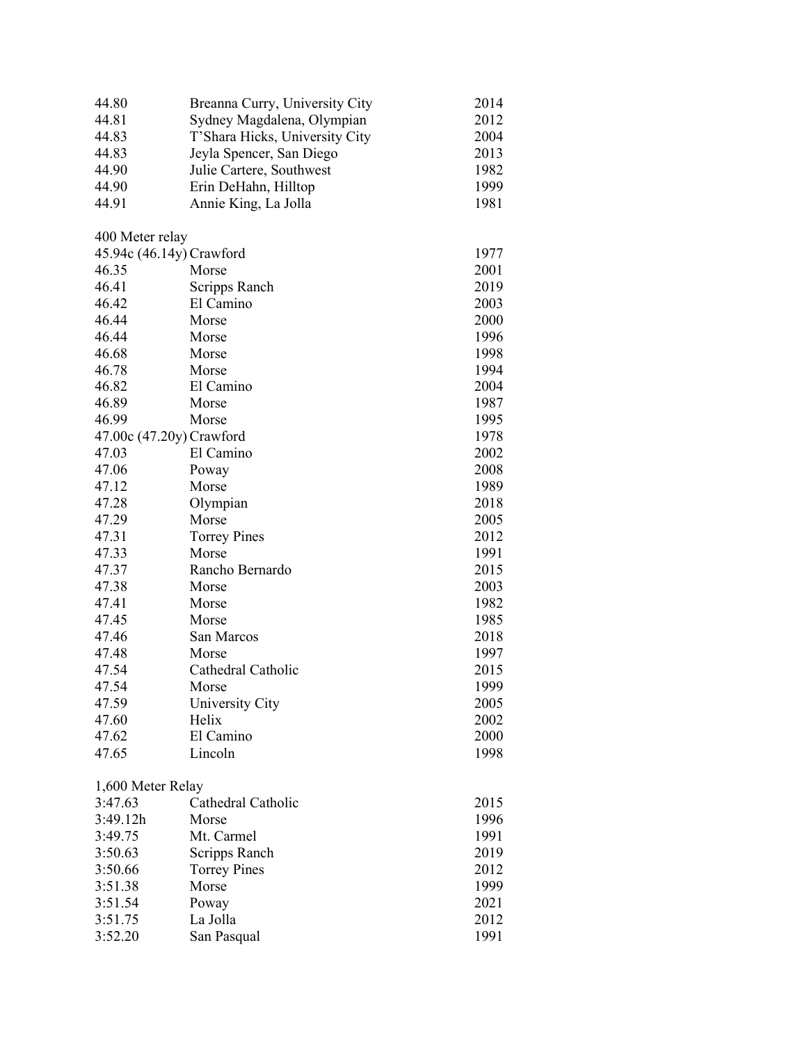| | | |
|---|---|---|
| 44.80 | Breanna Curry, University City | 2014 |
| 44.81 | Sydney Magdalena, Olympian | 2012 |
| 44.83 | T'Shara Hicks, University City | 2004 |
| 44.83 | Jeyla Spencer, San Diego | 2013 |
| 44.90 | Julie Cartere, Southwest | 1982 |
| 44.90 | Erin DeHahn, Hilltop | 1999 |
| 44.91 | Annie King, La Jolla | 1981 |

400 Meter relay

| | | |
|---|---|---|
| 45.94c (46.14y) | Crawford | 1977 |
| 46.35 | Morse | 2001 |
| 46.41 | Scripps Ranch | 2019 |
| 46.42 | El Camino | 2003 |
| 46.44 | Morse | 2000 |
| 46.44 | Morse | 1996 |
| 46.68 | Morse | 1998 |
| 46.78 | Morse | 1994 |
| 46.82 | El Camino | 2004 |
| 46.89 | Morse | 1987 |
| 46.99 | Morse | 1995 |
| 47.00c (47.20y) | Crawford | 1978 |
| 47.03 | El Camino | 2002 |
| 47.06 | Poway | 2008 |
| 47.12 | Morse | 1989 |
| 47.28 | Olympian | 2018 |
| 47.29 | Morse | 2005 |
| 47.31 | Torrey Pines | 2012 |
| 47.33 | Morse | 1991 |
| 47.37 | Rancho Bernardo | 2015 |
| 47.38 | Morse | 2003 |
| 47.41 | Morse | 1982 |
| 47.45 | Morse | 1985 |
| 47.46 | San Marcos | 2018 |
| 47.48 | Morse | 1997 |
| 47.54 | Cathedral Catholic | 2015 |
| 47.54 | Morse | 1999 |
| 47.59 | University City | 2005 |
| 47.60 | Helix | 2002 |
| 47.62 | El Camino | 2000 |
| 47.65 | Lincoln | 1998 |

1,600 Meter Relay

| | | |
|---|---|---|
| 3:47.63 | Cathedral Catholic | 2015 |
| 3:49.12h | Morse | 1996 |
| 3:49.75 | Mt. Carmel | 1991 |
| 3:50.63 | Scripps Ranch | 2019 |
| 3:50.66 | Torrey Pines | 2012 |
| 3:51.38 | Morse | 1999 |
| 3:51.54 | Poway | 2021 |
| 3:51.75 | La Jolla | 2012 |
| 3:52.20 | San Pasqual | 1991 |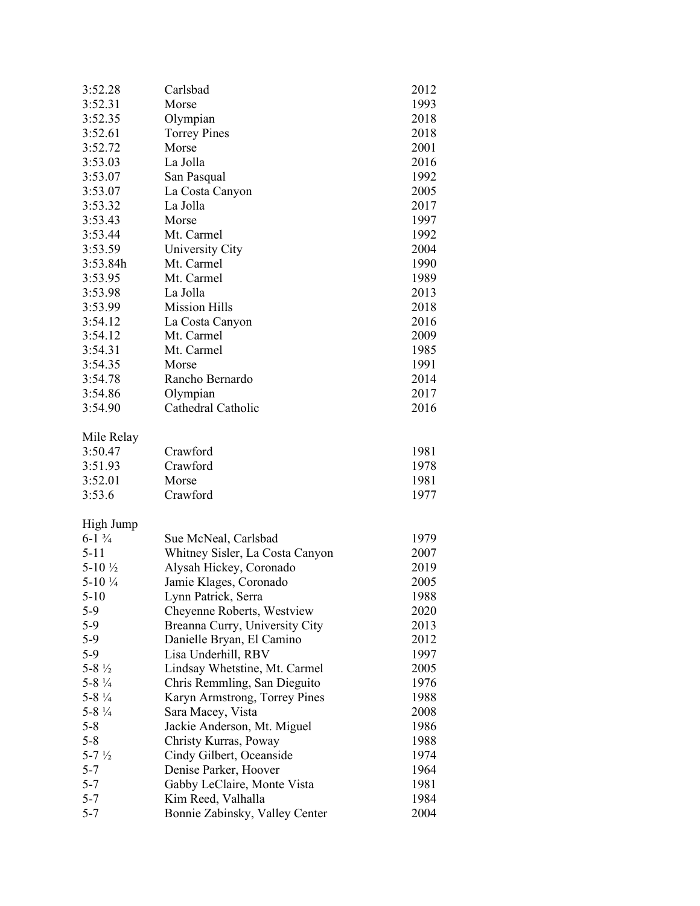| | | |
|---|---|---|
| 3:52.28 | Carlsbad | 2012 |
| 3:52.31 | Morse | 1993 |
| 3:52.35 | Olympian | 2018 |
| 3:52.61 | Torrey Pines | 2018 |
| 3:52.72 | Morse | 2001 |
| 3:53.03 | La Jolla | 2016 |
| 3:53.07 | San Pasqual | 1992 |
| 3:53.07 | La Costa Canyon | 2005 |
| 3:53.32 | La Jolla | 2017 |
| 3:53.43 | Morse | 1997 |
| 3:53.44 | Mt. Carmel | 1992 |
| 3:53.59 | University City | 2004 |
| 3:53.84h | Mt. Carmel | 1990 |
| 3:53.95 | Mt. Carmel | 1989 |
| 3:53.98 | La Jolla | 2013 |
| 3:53.99 | Mission Hills | 2018 |
| 3:54.12 | La Costa Canyon | 2016 |
| 3:54.12 | Mt. Carmel | 2009 |
| 3:54.31 | Mt. Carmel | 1985 |
| 3:54.35 | Morse | 1991 |
| 3:54.78 | Rancho Bernardo | 2014 |
| 3:54.86 | Olympian | 2017 |
| 3:54.90 | Cathedral Catholic | 2016 |

Mile Relay

| | | |
|---|---|---|
| 3:50.47 | Crawford | 1981 |
| 3:51.93 | Crawford | 1978 |
| 3:52.01 | Morse | 1981 |
| 3:53.6 | Crawford | 1977 |

High Jump

| | | |
|---|---|---|
| 6-1 ¾ | Sue McNeal, Carlsbad | 1979 |
| 5-11 | Whitney Sisler, La Costa Canyon | 2007 |
| 5-10 ½ | Alysah Hickey, Coronado | 2019 |
| 5-10 ¼ | Jamie Klages, Coronado | 2005 |
| 5-10 | Lynn Patrick, Serra | 1988 |
| 5-9 | Cheyenne Roberts, Westview | 2020 |
| 5-9 | Breanna Curry, University City | 2013 |
| 5-9 | Danielle Bryan, El Camino | 2012 |
| 5-9 | Lisa Underhill, RBV | 1997 |
| 5-8 ½ | Lindsay Whetstine, Mt. Carmel | 2005 |
| 5-8 ¼ | Chris Remmling, San Dieguito | 1976 |
| 5-8 ¼ | Karyn Armstrong, Torrey Pines | 1988 |
| 5-8 ¼ | Sara Macey, Vista | 2008 |
| 5-8 | Jackie Anderson, Mt. Miguel | 1986 |
| 5-8 | Christy Kurras, Poway | 1988 |
| 5-7 ½ | Cindy Gilbert, Oceanside | 1974 |
| 5-7 | Denise Parker, Hoover | 1964 |
| 5-7 | Gabby LeClaire, Monte Vista | 1981 |
| 5-7 | Kim Reed, Valhalla | 1984 |
| 5-7 | Bonnie Zabinsky, Valley Center | 2004 |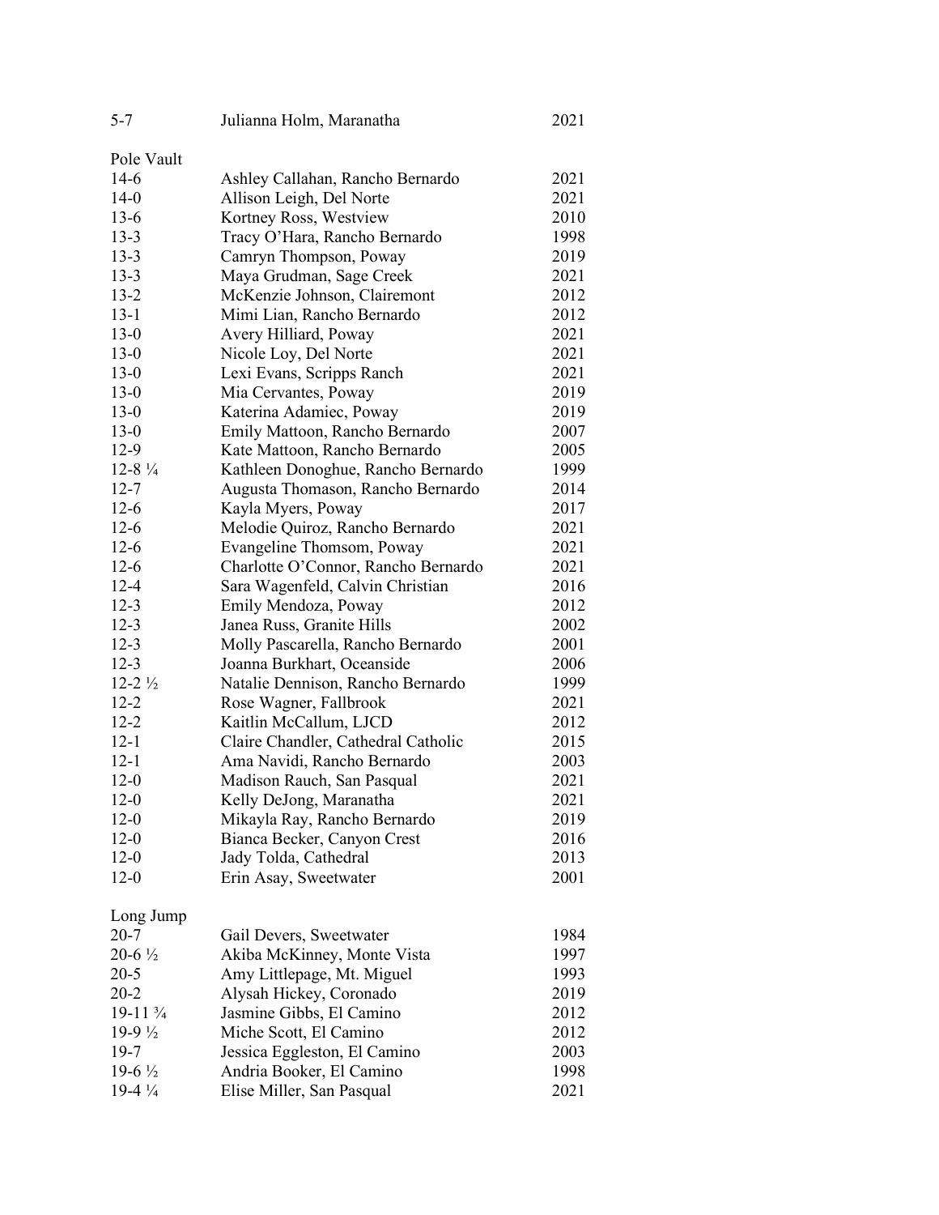| | | |
|---|---|---|
| 5-7 | Julianna Holm, Maranatha | 2021 |

Pole Vault

| | | |
|---|---|---|
| 14-6 | Ashley Callahan, Rancho Bernardo | 2021 |
| 14-0 | Allison Leigh, Del Norte | 2021 |
| 13-6 | Kortney Ross, Westview | 2010 |
| 13-3 | Tracy O'Hara, Rancho Bernardo | 1998 |
| 13-3 | Camryn Thompson, Poway | 2019 |
| 13-3 | Maya Grudman, Sage Creek | 2021 |
| 13-2 | McKenzie Johnson, Clairemont | 2012 |
| 13-1 | Mimi Lian, Rancho Bernardo | 2012 |
| 13-0 | Avery Hilliard, Poway | 2021 |
| 13-0 | Nicole Loy, Del Norte | 2021 |
| 13-0 | Lexi Evans, Scripps Ranch | 2021 |
| 13-0 | Mia Cervantes, Poway | 2019 |
| 13-0 | Katerina Adamiec, Poway | 2019 |
| 13-0 | Emily Mattoon, Rancho Bernardo | 2007 |
| 12-9 | Kate Mattoon, Rancho Bernardo | 2005 |
| 12-8 ¼ | Kathleen Donoghue, Rancho Bernardo | 1999 |
| 12-7 | Augusta Thomason, Rancho Bernardo | 2014 |
| 12-6 | Kayla Myers, Poway | 2017 |
| 12-6 | Melodie Quiroz, Rancho Bernardo | 2021 |
| 12-6 | Evangeline Thomsom, Poway | 2021 |
| 12-6 | Charlotte O'Connor, Rancho Bernardo | 2021 |
| 12-4 | Sara Wagenfeld, Calvin Christian | 2016 |
| 12-3 | Emily Mendoza, Poway | 2012 |
| 12-3 | Janea Russ, Granite Hills | 2002 |
| 12-3 | Molly Pascarella, Rancho Bernardo | 2001 |
| 12-3 | Joanna Burkhart, Oceanside | 2006 |
| 12-2 ½ | Natalie Dennison, Rancho Bernardo | 1999 |
| 12-2 | Rose Wagner, Fallbrook | 2021 |
| 12-2 | Kaitlin McCallum, LJCD | 2012 |
| 12-1 | Claire Chandler, Cathedral Catholic | 2015 |
| 12-1 | Ama Navidi, Rancho Bernardo | 2003 |
| 12-0 | Madison Rauch, San Pasqual | 2021 |
| 12-0 | Kelly DeJong, Maranatha | 2021 |
| 12-0 | Mikayla Ray, Rancho Bernardo | 2019 |
| 12-0 | Bianca Becker, Canyon Crest | 2016 |
| 12-0 | Jady Tolda, Cathedral | 2013 |
| 12-0 | Erin Asay, Sweetwater | 2001 |

Long Jump

| | | |
|---|---|---|
| 20-7 | Gail Devers, Sweetwater | 1984 |
| 20-6 ½ | Akiba McKinney, Monte Vista | 1997 |
| 20-5 | Amy Littlepage, Mt. Miguel | 1993 |
| 20-2 | Alysah Hickey, Coronado | 2019 |
| 19-11 ¾ | Jasmine Gibbs, El Camino | 2012 |
| 19-9 ½ | Miche Scott, El Camino | 2012 |
| 19-7 | Jessica Eggleston, El Camino | 2003 |
| 19-6 ½ | Andria Booker, El Camino | 1998 |
| 19-4 ¼ | Elise Miller, San Pasqual | 2021 |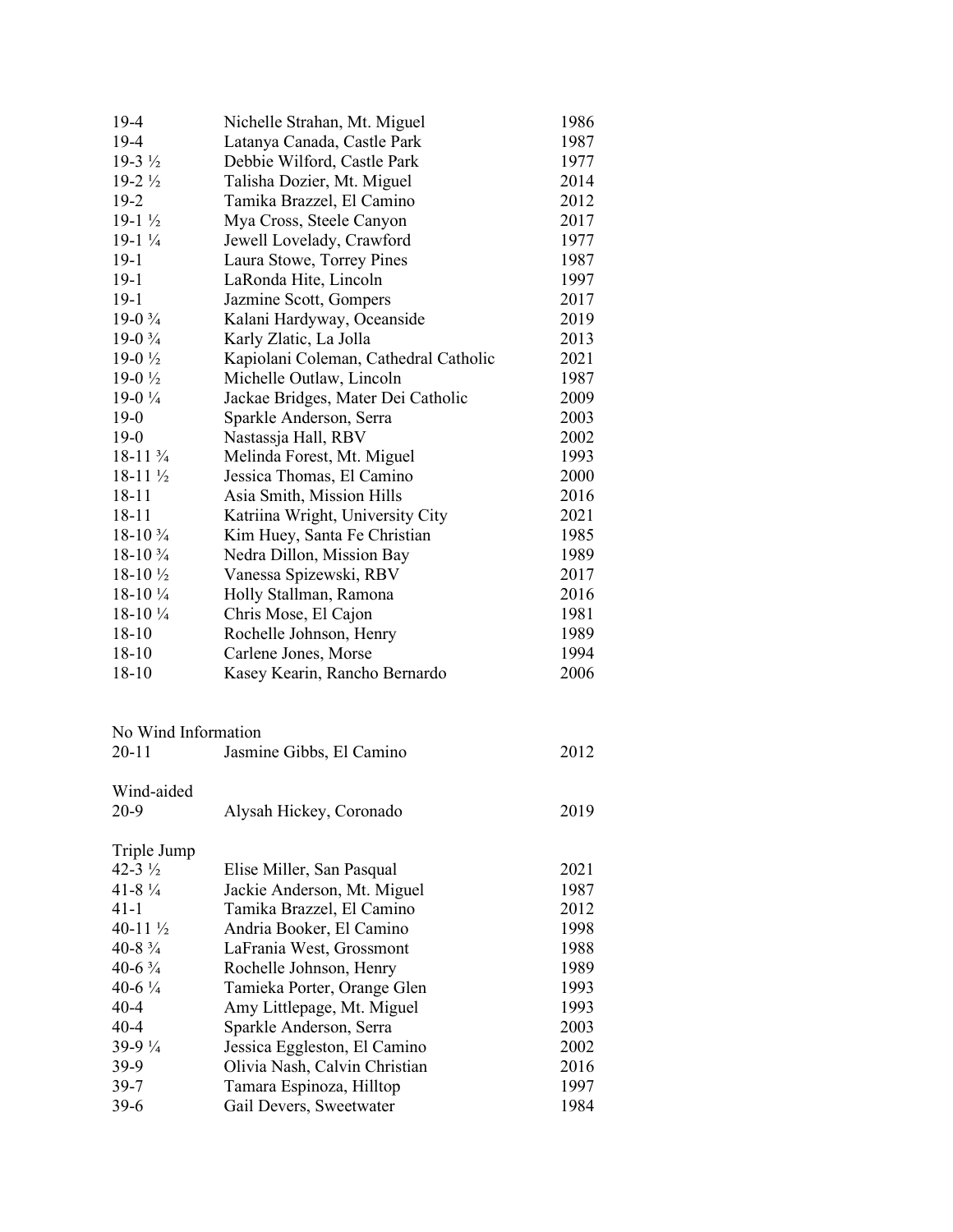| | | |
|---|---|---|
| 19-4 | Nichelle Strahan, Mt. Miguel | 1986 |
| 19-4 | Latanya Canada, Castle Park | 1987 |
| 19-3 ½ | Debbie Wilford, Castle Park | 1977 |
| 19-2 ½ | Talisha Dozier, Mt. Miguel | 2014 |
| 19-2 | Tamika Brazzel, El Camino | 2012 |
| 19-1 ½ | Mya Cross, Steele Canyon | 2017 |
| 19-1 ¼ | Jewell Lovelady, Crawford | 1977 |
| 19-1 | Laura Stowe, Torrey Pines | 1987 |
| 19-1 | LaRonda Hite, Lincoln | 1997 |
| 19-1 | Jazmine Scott, Gompers | 2017 |
| 19-0 ¾ | Kalani Hardyway, Oceanside | 2019 |
| 19-0 ¾ | Karly Zlatic, La Jolla | 2013 |
| 19-0 ½ | Kapiolani Coleman, Cathedral Catholic | 2021 |
| 19-0 ½ | Michelle Outlaw, Lincoln | 1987 |
| 19-0 ¼ | Jackae Bridges, Mater Dei Catholic | 2009 |
| 19-0 | Sparkle Anderson, Serra | 2003 |
| 19-0 | Nastassja Hall, RBV | 2002 |
| 18-11 ¾ | Melinda Forest, Mt. Miguel | 1993 |
| 18-11 ½ | Jessica Thomas, El Camino | 2000 |
| 18-11 | Asia Smith, Mission Hills | 2016 |
| 18-11 | Katriina Wright, University City | 2021 |
| 18-10 ¾ | Kim Huey, Santa Fe Christian | 1985 |
| 18-10 ¾ | Nedra Dillon, Mission Bay | 1989 |
| 18-10 ½ | Vanessa Spizewski, RBV | 2017 |
| 18-10 ¼ | Holly Stallman, Ramona | 2016 |
| 18-10 ¼ | Chris Mose, El Cajon | 1981 |
| 18-10 | Rochelle Johnson, Henry | 1989 |
| 18-10 | Carlene Jones, Morse | 1994 |
| 18-10 | Kasey Kearin, Rancho Bernardo | 2006 |

No Wind Information

| | | |
|---|---|---|
| 20-11 | Jasmine Gibbs, El Camino | 2012 |

Wind-aided

| | | |
|---|---|---|
| 20-9 | Alysah Hickey, Coronado | 2019 |

Triple Jump

| | | |
|---|---|---|
| 42-3 ½ | Elise Miller, San Pasqual | 2021 |
| 41-8 ¼ | Jackie Anderson, Mt. Miguel | 1987 |
| 41-1 | Tamika Brazzel, El Camino | 2012 |
| 40-11 ½ | Andria Booker, El Camino | 1998 |
| 40-8 ¾ | LaFrania West, Grossmont | 1988 |
| 40-6 ¾ | Rochelle Johnson, Henry | 1989 |
| 40-6 ¼ | Tamieka Porter, Orange Glen | 1993 |
| 40-4 | Amy Littlepage, Mt. Miguel | 1993 |
| 40-4 | Sparkle Anderson, Serra | 2003 |
| 39-9 ¼ | Jessica Eggleston, El Camino | 2002 |
| 39-9 | Olivia Nash, Calvin Christian | 2016 |
| 39-7 | Tamara Espinoza, Hilltop | 1997 |
| 39-6 | Gail Devers, Sweetwater | 1984 |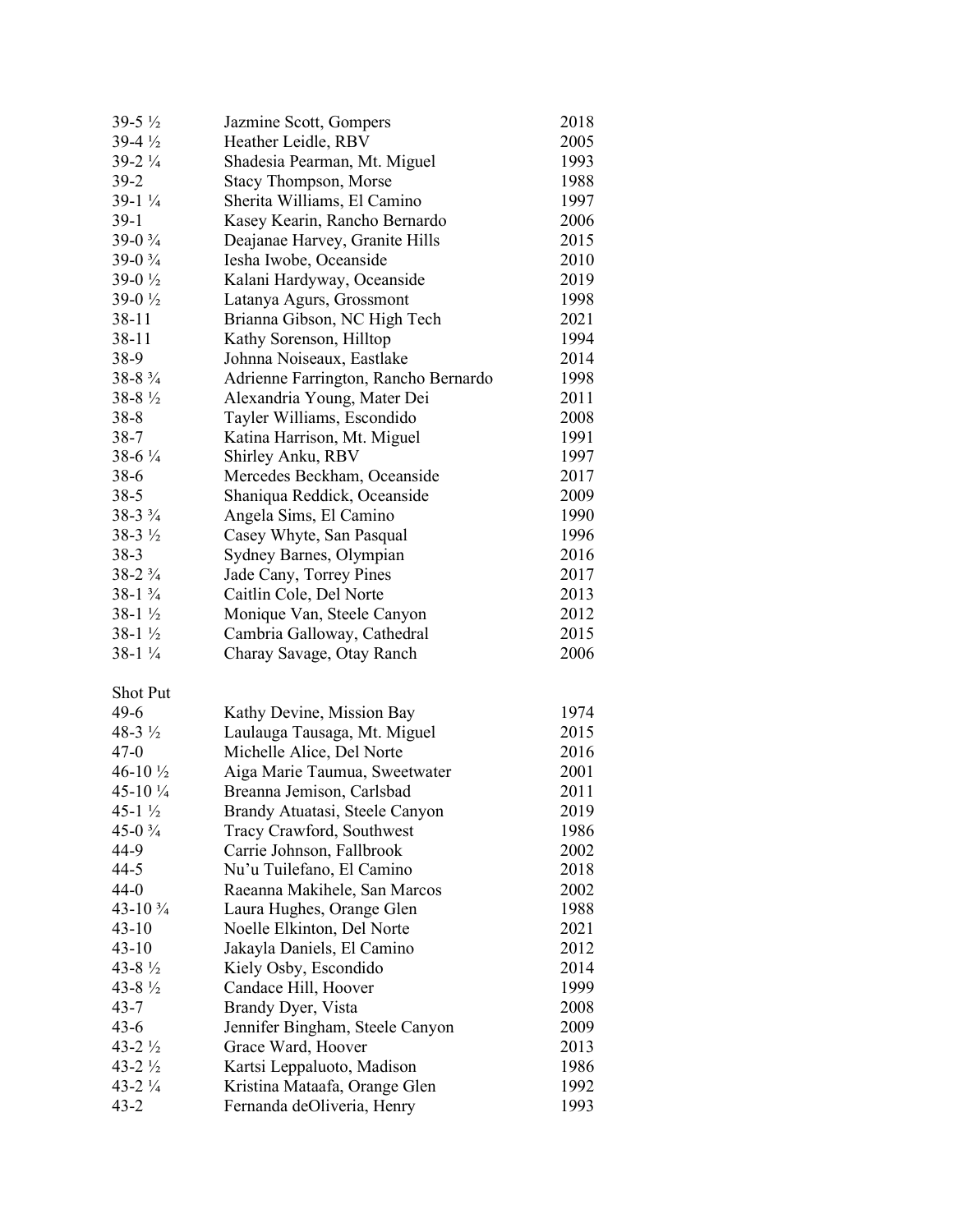| | | |
|---|---|---|
| 39-5 ½ | Jazmine Scott, Gompers | 2018 |
| 39-4 ½ | Heather Leidle, RBV | 2005 |
| 39-2 ¼ | Shadesia Pearman, Mt. Miguel | 1993 |
| 39-2 | Stacy Thompson, Morse | 1988 |
| 39-1 ¼ | Sherita Williams, El Camino | 1997 |
| 39-1 | Kasey Kearin, Rancho Bernardo | 2006 |
| 39-0 ¾ | Deajanae Harvey, Granite Hills | 2015 |
| 39-0 ¾ | Iesha Iwobe, Oceanside | 2010 |
| 39-0 ½ | Kalani Hardyway, Oceanside | 2019 |
| 39-0 ½ | Latanya Agurs, Grossmont | 1998 |
| 38-11 | Brianna Gibson, NC High Tech | 2021 |
| 38-11 | Kathy Sorenson, Hilltop | 1994 |
| 38-9 | Johnna Noiseaux, Eastlake | 2014 |
| 38-8 ¾ | Adrienne Farrington, Rancho Bernardo | 1998 |
| 38-8 ½ | Alexandria Young, Mater Dei | 2011 |
| 38-8 | Tayler Williams, Escondido | 2008 |
| 38-7 | Katina Harrison, Mt. Miguel | 1991 |
| 38-6 ¼ | Shirley Anku, RBV | 1997 |
| 38-6 | Mercedes Beckham, Oceanside | 2017 |
| 38-5 | Shaniqua Reddick, Oceanside | 2009 |
| 38-3 ¾ | Angela Sims, El Camino | 1990 |
| 38-3 ½ | Casey Whyte, San Pasqual | 1996 |
| 38-3 | Sydney Barnes, Olympian | 2016 |
| 38-2 ¾ | Jade Cany, Torrey Pines | 2017 |
| 38-1 ¾ | Caitlin Cole, Del Norte | 2013 |
| 38-1 ½ | Monique Van, Steele Canyon | 2012 |
| 38-1 ½ | Cambria Galloway, Cathedral | 2015 |
| 38-1 ¼ | Charay Savage, Otay Ranch | 2006 |

Shot Put

| | | |
|---|---|---|
| 49-6 | Kathy Devine, Mission Bay | 1974 |
| 48-3 ½ | Laulauga Tausaga, Mt. Miguel | 2015 |
| 47-0 | Michelle Alice, Del Norte | 2016 |
| 46-10 ½ | Aiga Marie Taumua, Sweetwater | 2001 |
| 45-10 ¼ | Breanna Jemison, Carlsbad | 2011 |
| 45-1 ½ | Brandy Atuatasi, Steele Canyon | 2019 |
| 45-0 ¾ | Tracy Crawford, Southwest | 1986 |
| 44-9 | Carrie Johnson, Fallbrook | 2002 |
| 44-5 | Nu'u Tuilefano, El Camino | 2018 |
| 44-0 | Raeanna Makihele, San Marcos | 2002 |
| 43-10 ¾ | Laura Hughes, Orange Glen | 1988 |
| 43-10 | Noelle Elkinton, Del Norte | 2021 |
| 43-10 | Jakayla Daniels, El Camino | 2012 |
| 43-8 ½ | Kiely Osby, Escondido | 2014 |
| 43-8 ½ | Candace Hill, Hoover | 1999 |
| 43-7 | Brandy Dyer, Vista | 2008 |
| 43-6 | Jennifer Bingham, Steele Canyon | 2009 |
| 43-2 ½ | Grace Ward, Hoover | 2013 |
| 43-2 ½ | Kartsi Leppaluoto, Madison | 1986 |
| 43-2 ¼ | Kristina Mataafa, Orange Glen | 1992 |
| 43-2 | Fernanda deOliveria, Henry | 1993 |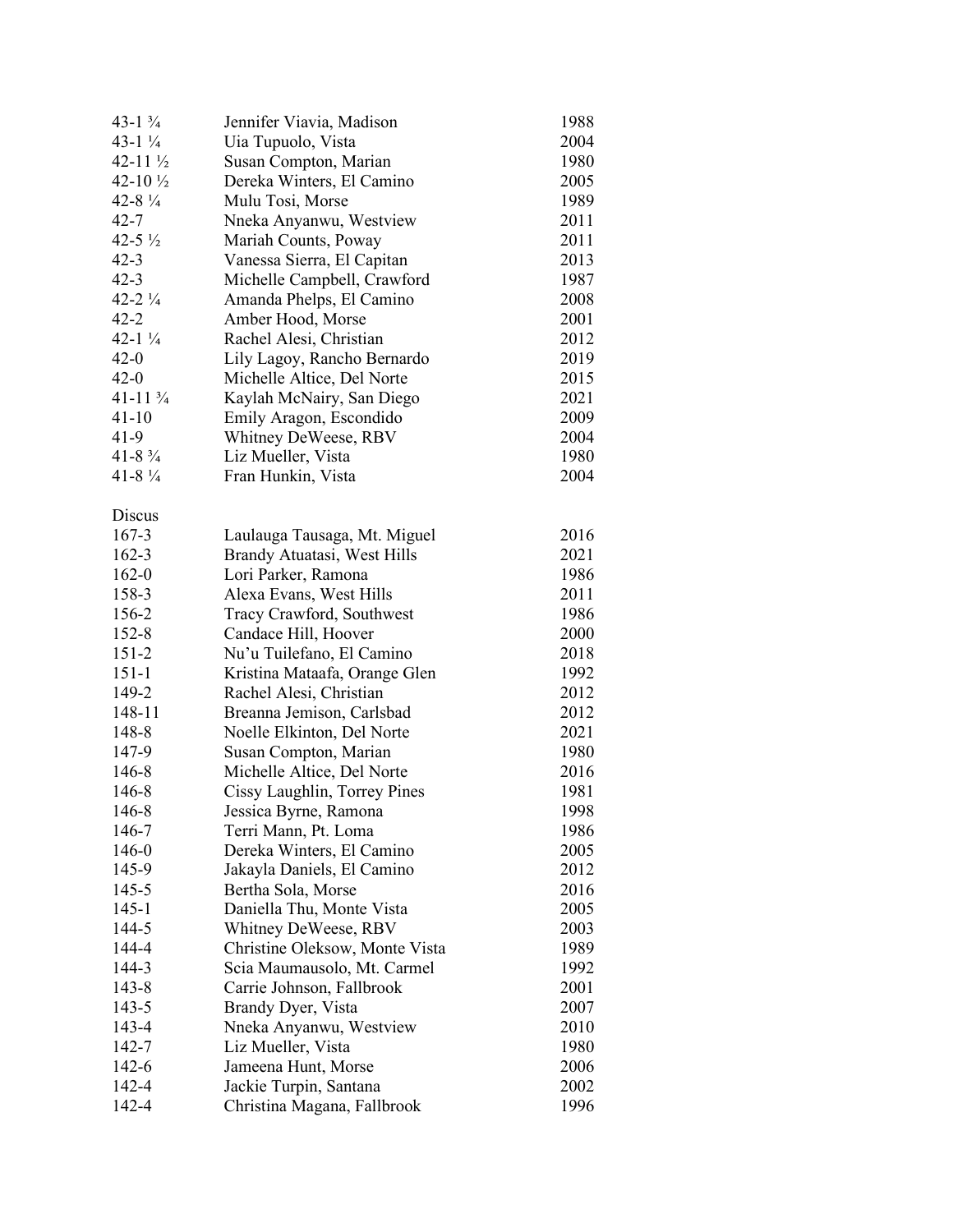| | | |
|---|---|---|
| 43-1 ¾ | Jennifer Viavia, Madison | 1988 |
| 43-1 ¼ | Uia Tupuolo, Vista | 2004 |
| 42-11 ½ | Susan Compton, Marian | 1980 |
| 42-10 ½ | Dereka Winters, El Camino | 2005 |
| 42-8 ¼ | Mulu Tosi, Morse | 1989 |
| 42-7 | Nneka Anyanwu, Westview | 2011 |
| 42-5 ½ | Mariah Counts, Poway | 2011 |
| 42-3 | Vanessa Sierra, El Capitan | 2013 |
| 42-3 | Michelle Campbell, Crawford | 1987 |
| 42-2 ¼ | Amanda Phelps, El Camino | 2008 |
| 42-2 | Amber Hood, Morse | 2001 |
| 42-1 ¼ | Rachel Alesi, Christian | 2012 |
| 42-0 | Lily Lagoy, Rancho Bernardo | 2019 |
| 42-0 | Michelle Altice, Del Norte | 2015 |
| 41-11 ¾ | Kaylah McNairy, San Diego | 2021 |
| 41-10 | Emily Aragon, Escondido | 2009 |
| 41-9 | Whitney DeWeese, RBV | 2004 |
| 41-8 ¾ | Liz Mueller, Vista | 1980 |
| 41-8 ¼ | Fran Hunkin, Vista | 2004 |

Discus

| | | |
|---|---|---|
| 167-3 | Laulauga Tausaga, Mt. Miguel | 2016 |
| 162-3 | Brandy Atuatasi, West Hills | 2021 |
| 162-0 | Lori Parker, Ramona | 1986 |
| 158-3 | Alexa Evans, West Hills | 2011 |
| 156-2 | Tracy Crawford, Southwest | 1986 |
| 152-8 | Candace Hill, Hoover | 2000 |
| 151-2 | Nu'u Tuilefano, El Camino | 2018 |
| 151-1 | Kristina Mataafa, Orange Glen | 1992 |
| 149-2 | Rachel Alesi, Christian | 2012 |
| 148-11 | Breanna Jemison, Carlsbad | 2012 |
| 148-8 | Noelle Elkinton, Del Norte | 2021 |
| 147-9 | Susan Compton, Marian | 1980 |
| 146-8 | Michelle Altice, Del Norte | 2016 |
| 146-8 | Cissy Laughlin, Torrey Pines | 1981 |
| 146-8 | Jessica Byrne, Ramona | 1998 |
| 146-7 | Terri Mann, Pt. Loma | 1986 |
| 146-0 | Dereka Winters, El Camino | 2005 |
| 145-9 | Jakayla Daniels, El Camino | 2012 |
| 145-5 | Bertha Sola, Morse | 2016 |
| 145-1 | Daniella Thu, Monte Vista | 2005 |
| 144-5 | Whitney DeWeese, RBV | 2003 |
| 144-4 | Christine Oleksow, Monte Vista | 1989 |
| 144-3 | Scia Maumausolo, Mt. Carmel | 1992 |
| 143-8 | Carrie Johnson, Fallbrook | 2001 |
| 143-5 | Brandy Dyer, Vista | 2007 |
| 143-4 | Nneka Anyanwu, Westview | 2010 |
| 142-7 | Liz Mueller, Vista | 1980 |
| 142-6 | Jameena Hunt, Morse | 2006 |
| 142-4 | Jackie Turpin, Santana | 2002 |
| 142-4 | Christina Magana, Fallbrook | 1996 |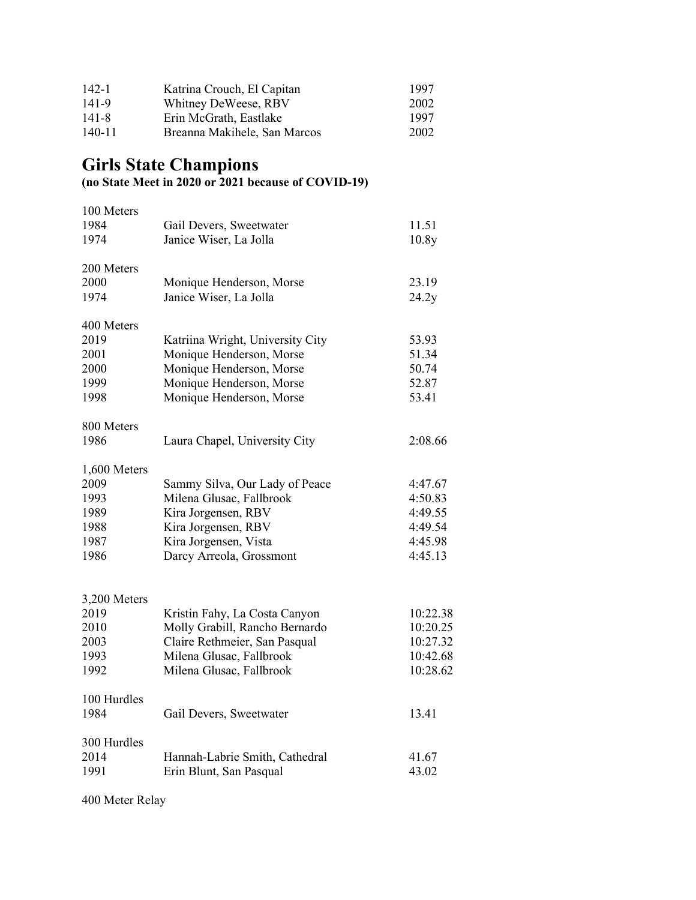| | | |
|---|---|---|
| 142-1 | Katrina Crouch, El Capitan | 1997 |
| 141-9 | Whitney DeWeese, RBV | 2002 |
| 141-8 | Erin McGrath, Eastlake | 1997 |
| 140-11 | Breanna Makihele, San Marcos | 2002 |

## Girls State Champions

**(no State Meet in 2020 or 2021 because of COVID-19)**

100 Meters

| | | |
|---|---|---|
| 1984 | Gail Devers, Sweetwater | 11.51 |
| 1974 | Janice Wiser, La Jolla | 10.8y |

200 Meters

| | | |
|---|---|---|
| 2000 | Monique Henderson, Morse | 23.19 |
| 1974 | Janice Wiser, La Jolla | 24.2y |

400 Meters

| | | |
|---|---|---|
| 2019 | Katriina Wright, University City | 53.93 |
| 2001 | Monique Henderson, Morse | 51.34 |
| 2000 | Monique Henderson, Morse | 50.74 |
| 1999 | Monique Henderson, Morse | 52.87 |
| 1998 | Monique Henderson, Morse | 53.41 |

800 Meters

| | | |
|---|---|---|
| 1986 | Laura Chapel, University City | 2:08.66 |

1,600 Meters

| | | |
|---|---|---|
| 2009 | Sammy Silva, Our Lady of Peace | 4:47.67 |
| 1993 | Milena Glusac, Fallbrook | 4:50.83 |
| 1989 | Kira Jorgensen, RBV | 4:49.55 |
| 1988 | Kira Jorgensen, RBV | 4:49.54 |
| 1987 | Kira Jorgensen, Vista | 4:45.98 |
| 1986 | Darcy Arreola, Grossmont | 4:45.13 |

3,200 Meters

| | | |
|---|---|---|
| 2019 | Kristin Fahy, La Costa Canyon | 10:22.38 |
| 2010 | Molly Grabill, Rancho Bernardo | 10:20.25 |
| 2003 | Claire Rethmeier, San Pasqual | 10:27.32 |
| 1993 | Milena Glusac, Fallbrook | 10:42.68 |
| 1992 | Milena Glusac, Fallbrook | 10:28.62 |

100 Hurdles

| | | |
|---|---|---|
| 1984 | Gail Devers, Sweetwater | 13.41 |

300 Hurdles

| | | |
|---|---|---|
| 2014 | Hannah-Labrie Smith, Cathedral | 41.67 |
| 1991 | Erin Blunt, San Pasqual | 43.02 |

400 Meter Relay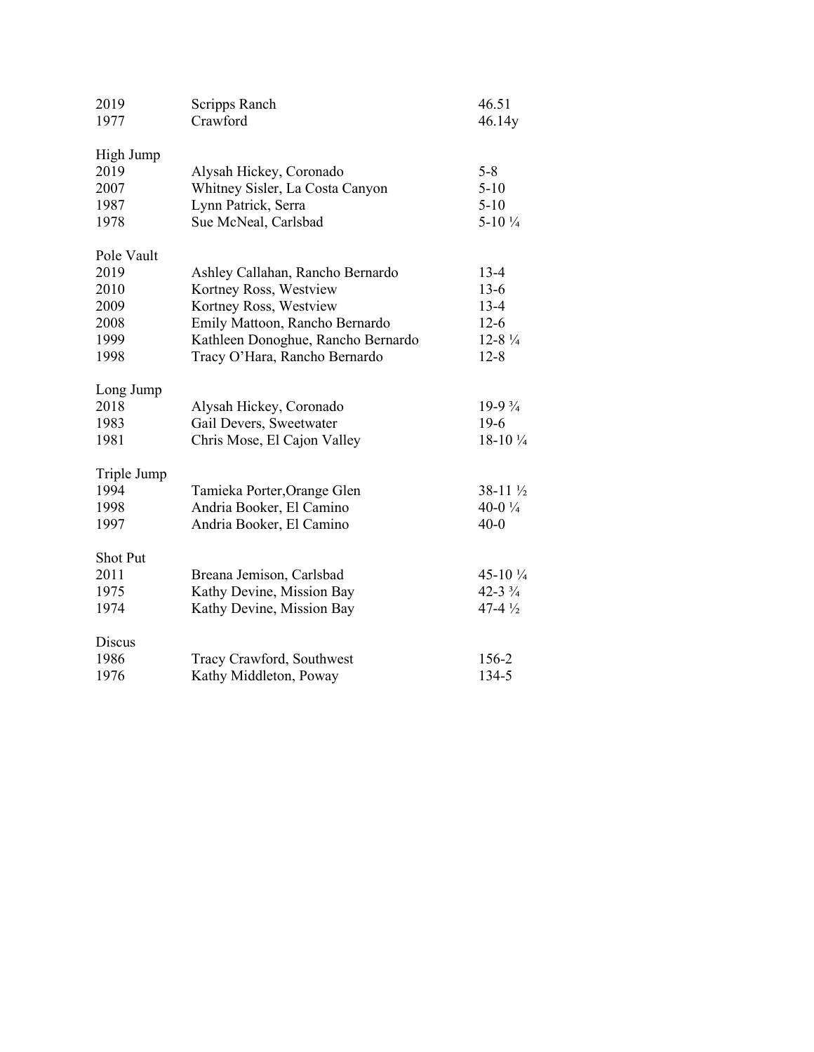| | | |
|---|---|---|
| 2019 | Scripps Ranch | 46.51 |
| 1977 | Crawford | 46.14y |

High Jump

| | | |
|---|---|---|
| 2019 | Alysah Hickey, Coronado | 5-8 |
| 2007 | Whitney Sisler, La Costa Canyon | 5-10 |
| 1987 | Lynn Patrick, Serra | 5-10 |
| 1978 | Sue McNeal, Carlsbad | 5-10 ¼ |

Pole Vault

| | | |
|---|---|---|
| 2019 | Ashley Callahan, Rancho Bernardo | 13-4 |
| 2010 | Kortney Ross, Westview | 13-6 |
| 2009 | Kortney Ross, Westview | 13-4 |
| 2008 | Emily Mattoon, Rancho Bernardo | 12-6 |
| 1999 | Kathleen Donoghue, Rancho Bernardo | 12-8 ¼ |
| 1998 | Tracy O'Hara, Rancho Bernardo | 12-8 |

Long Jump

| | | |
|---|---|---|
| 2018 | Alysah Hickey, Coronado | 19-9 ¾ |
| 1983 | Gail Devers, Sweetwater | 19-6 |
| 1981 | Chris Mose, El Cajon Valley | 18-10 ¼ |

Triple Jump

| | | |
|---|---|---|
| 1994 | Tamieka Porter,Orange Glen | 38-11 ½ |
| 1998 | Andria Booker, El Camino | 40-0 ¼ |
| 1997 | Andria Booker, El Camino | 40-0 |

Shot Put

| | | |
|---|---|---|
| 2011 | Breana Jemison, Carlsbad | 45-10 ¼ |
| 1975 | Kathy Devine, Mission Bay | 42-3 ¾ |
| 1974 | Kathy Devine, Mission Bay | 47-4 ½ |

Discus

| | | |
|---|---|---|
| 1986 | Tracy Crawford, Southwest | 156-2 |
| 1976 | Kathy Middleton, Poway | 134-5 |